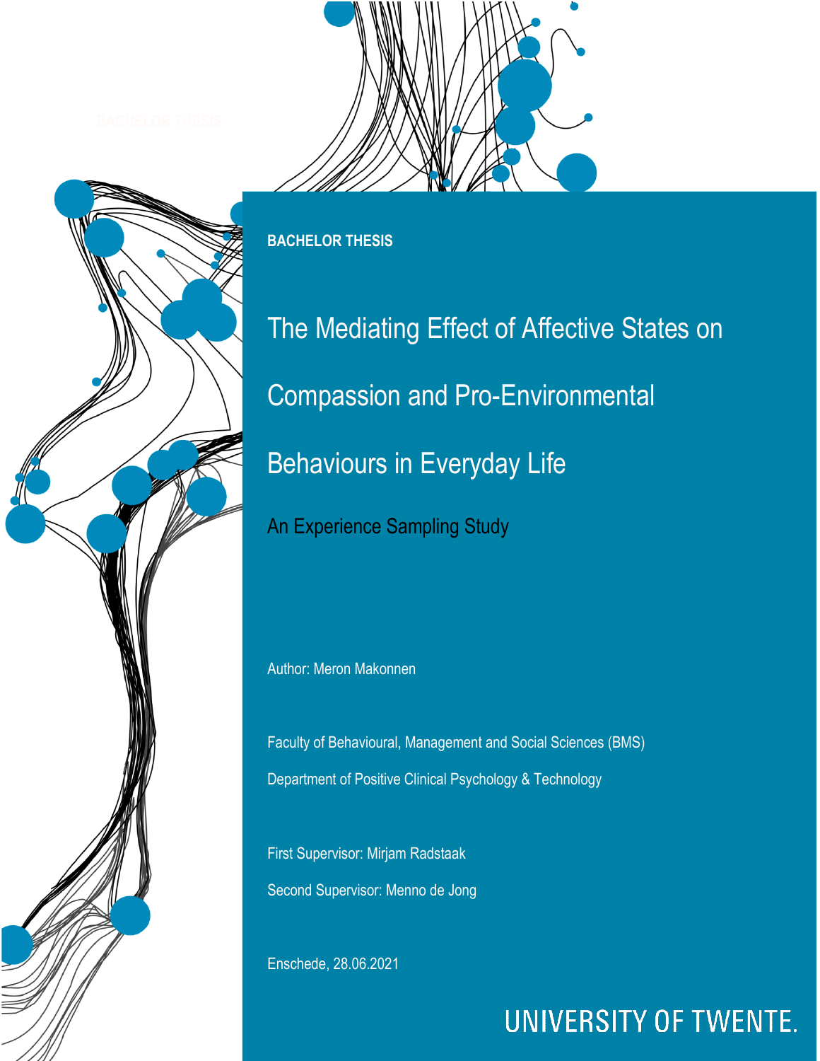**BACHELOR THESIS**

# The Mediating Effect of Affective States on Compassion and Pro-Environmental Behaviours in Everyday Life

## An Experience Sampling Study

Author: Meron Makonnen

Faculty of Behavioural, Management and Social Sciences (BMS)

Department of Positive Clinical Psychology & Technology

First Supervisor: Mirjam Radstaak

Second Supervisor: Menno de Jong

Enschede, 28.06.2021

UNIVERSITY OF TWENTE.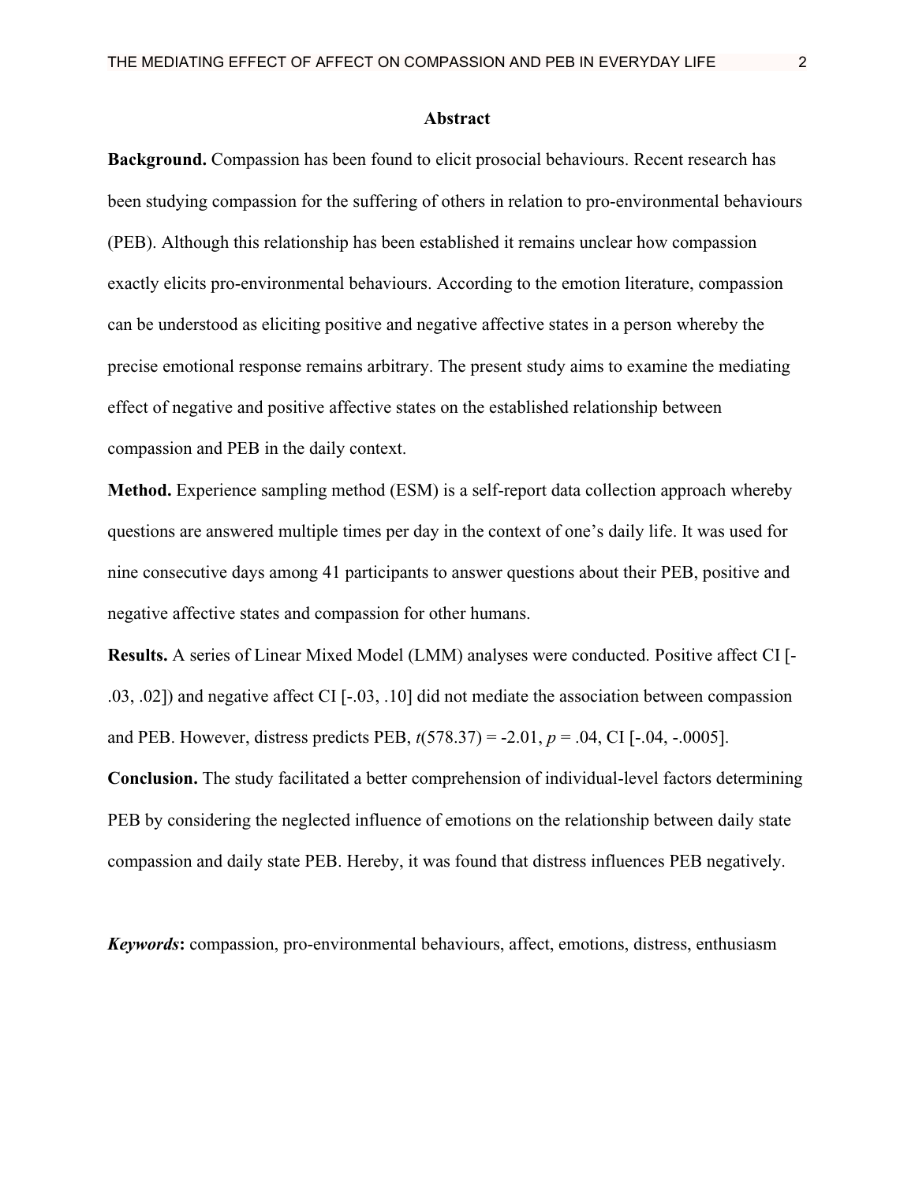## Abstract

**Background.** Compassion has been found to elicit prosocial behaviours. Recent research has been studying compassion for the suffering of others in relation to pro-environmental behaviours (PEB). Although this relationship has been established it remains unclear how compassion exactly elicits pro-environmental behaviours. According to the emotion literature, compassion can be understood as eliciting positive and negative affective states in a person whereby the precise emotional response remains arbitrary. The present study aims to examine the mediating effect of negative and positive affective states on the established relationship between compassion and PEB in the daily context.

**Method.** Experience sampling method (ESM) is a self-report data collection approach whereby questions are answered multiple times per day in the context of one's daily life. It was used for nine consecutive days among 41 participants to answer questions about their PEB, positive and negative affective states and compassion for other humans.

**Results.** A series of Linear Mixed Model (LMM) analyses were conducted. Positive affect CI [-.03, .02]) and negative affect CI [-.03, .10] did not mediate the association between compassion and PEB. However, distress predicts PEB, $t(578.37) = -2.01$, $p = .04$, CI [-.04, -.0005].

**Conclusion.** The study facilitated a better comprehension of individual-level factors determining PEB by considering the neglected influence of emotions on the relationship between daily state compassion and daily state PEB. Hereby, it was found that distress influences PEB negatively.

***Keywords*:** compassion, pro-environmental behaviours, affect, emotions, distress, enthusiasm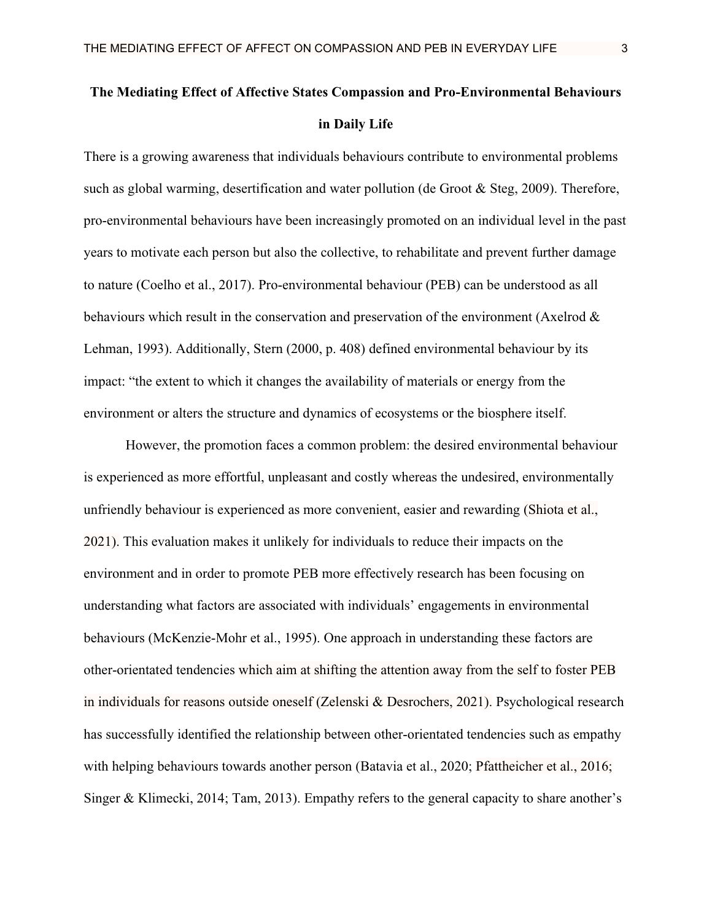**The Mediating Effect of Affective States Compassion and Pro-Environmental Behaviours in Daily Life**

There is a growing awareness that individuals behaviours contribute to environmental problems such as global warming, desertification and water pollution (de Groot & Steg, 2009). Therefore, pro-environmental behaviours have been increasingly promoted on an individual level in the past years to motivate each person but also the collective, to rehabilitate and prevent further damage to nature (Coelho et al., 2017). Pro-environmental behaviour (PEB) can be understood as all behaviours which result in the conservation and preservation of the environment (Axelrod & Lehman, 1993). Additionally, Stern (2000, p. 408) defined environmental behaviour by its impact: "the extent to which it changes the availability of materials or energy from the environment or alters the structure and dynamics of ecosystems or the biosphere itself.

However, the promotion faces a common problem: the desired environmental behaviour is experienced as more effortful, unpleasant and costly whereas the undesired, environmentally unfriendly behaviour is experienced as more convenient, easier and rewarding (Shiota et al., 2021). This evaluation makes it unlikely for individuals to reduce their impacts on the environment and in order to promote PEB more effectively research has been focusing on understanding what factors are associated with individuals' engagements in environmental behaviours (McKenzie-Mohr et al., 1995). One approach in understanding these factors are other-orientated tendencies which aim at shifting the attention away from the self to foster PEB in individuals for reasons outside oneself (Zelenski & Desrochers, 2021). Psychological research has successfully identified the relationship between other-orientated tendencies such as empathy with helping behaviours towards another person (Batavia et al., 2020; Pfattheicher et al., 2016; Singer & Klimecki, 2014; Tam, 2013). Empathy refers to the general capacity to share another's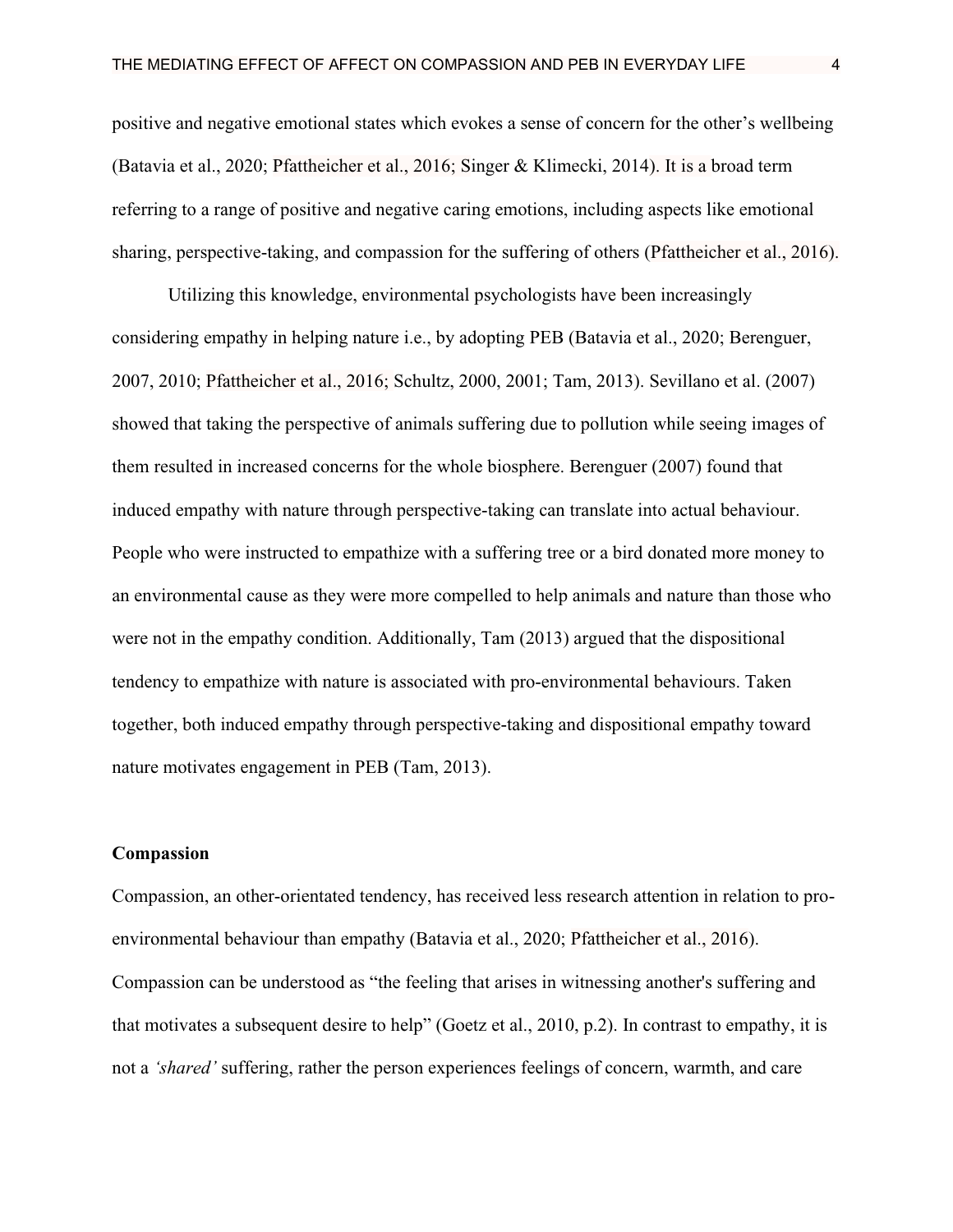positive and negative emotional states which evokes a sense of concern for the other's wellbeing (Batavia et al., 2020; Pfattheicher et al., 2016; Singer & Klimecki, 2014). It is a broad term referring to a range of positive and negative caring emotions, including aspects like emotional sharing, perspective-taking, and compassion for the suffering of others (Pfattheicher et al., 2016).

Utilizing this knowledge, environmental psychologists have been increasingly considering empathy in helping nature i.e., by adopting PEB (Batavia et al., 2020; Berenguer, 2007, 2010; Pfattheicher et al., 2016; Schultz, 2000, 2001; Tam, 2013). Sevillano et al. (2007) showed that taking the perspective of animals suffering due to pollution while seeing images of them resulted in increased concerns for the whole biosphere. Berenguer (2007) found that induced empathy with nature through perspective-taking can translate into actual behaviour. People who were instructed to empathize with a suffering tree or a bird donated more money to an environmental cause as they were more compelled to help animals and nature than those who were not in the empathy condition. Additionally, Tam (2013) argued that the dispositional tendency to empathize with nature is associated with pro-environmental behaviours. Taken together, both induced empathy through perspective-taking and dispositional empathy toward nature motivates engagement in PEB (Tam, 2013).

**Compassion**

Compassion, an other-orientated tendency, has received less research attention in relation to pro-environmental behaviour than empathy (Batavia et al., 2020; Pfattheicher et al., 2016). Compassion can be understood as "the feeling that arises in witnessing another's suffering and that motivates a subsequent desire to help" (Goetz et al., 2010, p.2). In contrast to empathy, it is not a *'shared'* suffering, rather the person experiences feelings of concern, warmth, and care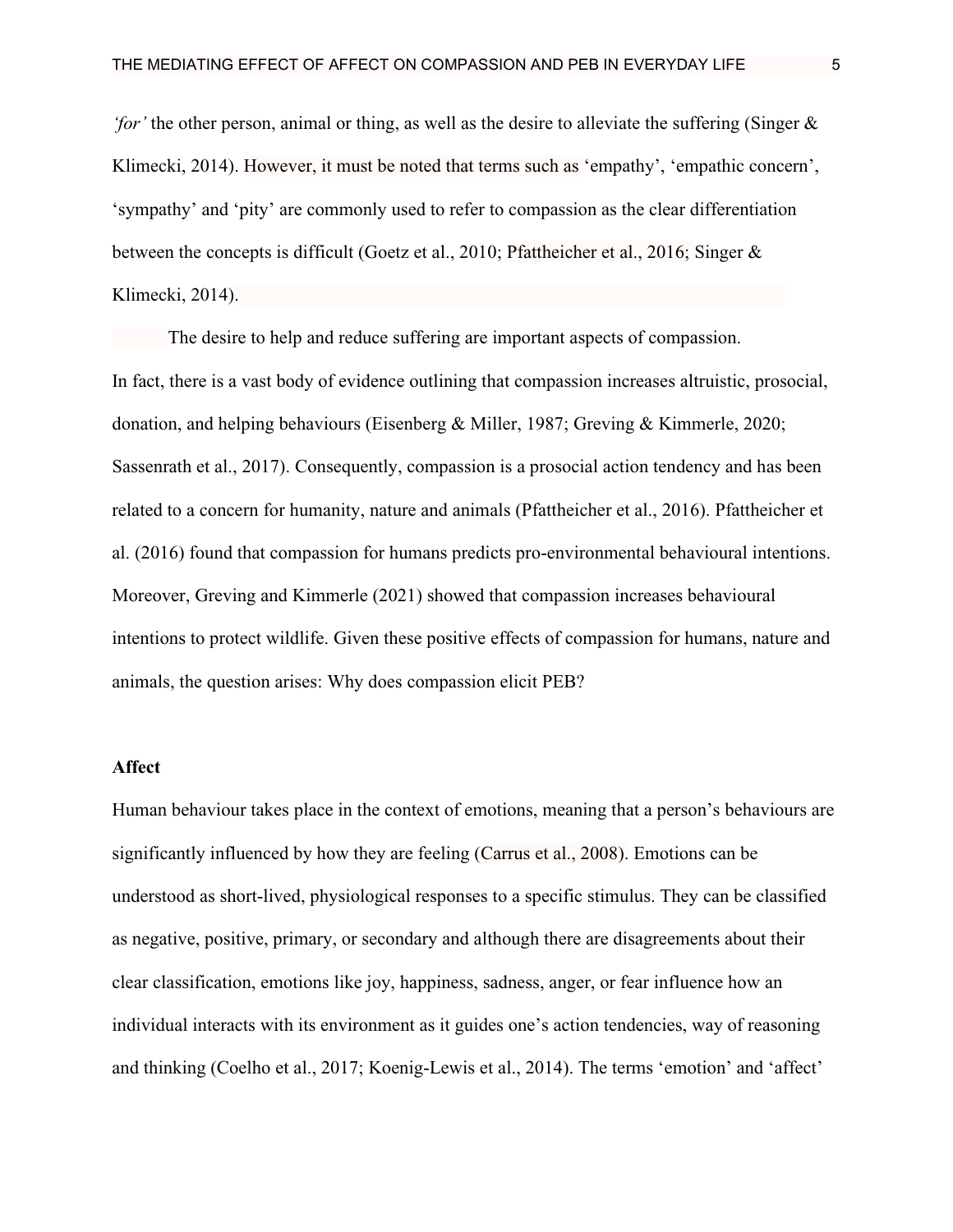*'for'* the other person, animal or thing, as well as the desire to alleviate the suffering (Singer & Klimecki, 2014). However, it must be noted that terms such as 'empathy', 'empathic concern', 'sympathy' and 'pity' are commonly used to refer to compassion as the clear differentiation between the concepts is difficult (Goetz et al., 2010; Pfattheicher et al., 2016; Singer & Klimecki, 2014).

The desire to help and reduce suffering are important aspects of compassion. In fact, there is a vast body of evidence outlining that compassion increases altruistic, prosocial, donation, and helping behaviours (Eisenberg & Miller, 1987; Greving & Kimmerle, 2020; Sassenrath et al., 2017). Consequently, compassion is a prosocial action tendency and has been related to a concern for humanity, nature and animals (Pfattheicher et al., 2016). Pfattheicher et al. (2016) found that compassion for humans predicts pro-environmental behavioural intentions. Moreover, Greving and Kimmerle (2021) showed that compassion increases behavioural intentions to protect wildlife. Given these positive effects of compassion for humans, nature and animals, the question arises: Why does compassion elicit PEB?

## Affect

Human behaviour takes place in the context of emotions, meaning that a person's behaviours are significantly influenced by how they are feeling (Carrus et al., 2008). Emotions can be understood as short-lived, physiological responses to a specific stimulus. They can be classified as negative, positive, primary, or secondary and although there are disagreements about their clear classification, emotions like joy, happiness, sadness, anger, or fear influence how an individual interacts with its environment as it guides one's action tendencies, way of reasoning and thinking (Coelho et al., 2017; Koenig-Lewis et al., 2014). The terms 'emotion' and 'affect'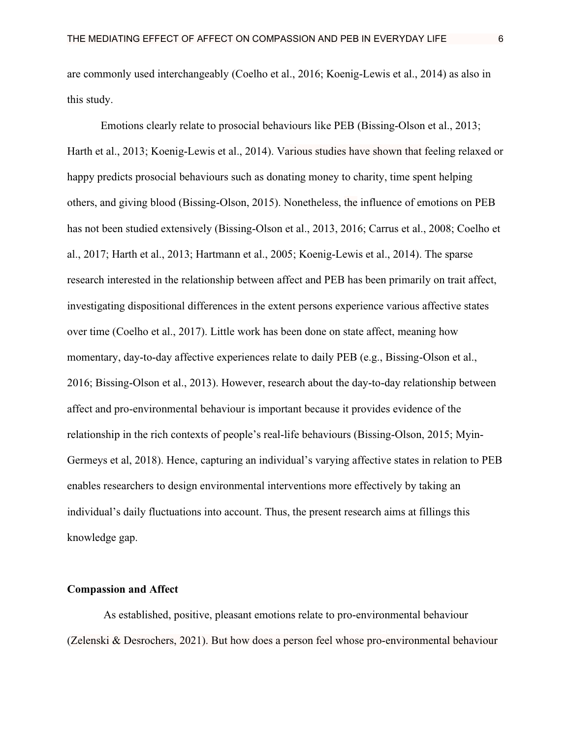are commonly used interchangeably (Coelho et al., 2016; Koenig-Lewis et al., 2014) as also in this study.

Emotions clearly relate to prosocial behaviours like PEB (Bissing-Olson et al., 2013; Harth et al., 2013; Koenig-Lewis et al., 2014). Various studies have shown that feeling relaxed or happy predicts prosocial behaviours such as donating money to charity, time spent helping others, and giving blood (Bissing-Olson, 2015). Nonetheless, the influence of emotions on PEB has not been studied extensively (Bissing-Olson et al., 2013, 2016; Carrus et al., 2008; Coelho et al., 2017; Harth et al., 2013; Hartmann et al., 2005; Koenig-Lewis et al., 2014). The sparse research interested in the relationship between affect and PEB has been primarily on trait affect, investigating dispositional differences in the extent persons experience various affective states over time (Coelho et al., 2017). Little work has been done on state affect, meaning how momentary, day-to-day affective experiences relate to daily PEB (e.g., Bissing-Olson et al., 2016; Bissing-Olson et al., 2013). However, research about the day-to-day relationship between affect and pro-environmental behaviour is important because it provides evidence of the relationship in the rich contexts of people's real-life behaviours (Bissing-Olson, 2015; Myin-Germeys et al, 2018). Hence, capturing an individual's varying affective states in relation to PEB enables researchers to design environmental interventions more effectively by taking an individual's daily fluctuations into account. Thus, the present research aims at fillings this knowledge gap.

## Compassion and Affect

As established, positive, pleasant emotions relate to pro-environmental behaviour (Zelenski & Desrochers, 2021). But how does a person feel whose pro-environmental behaviour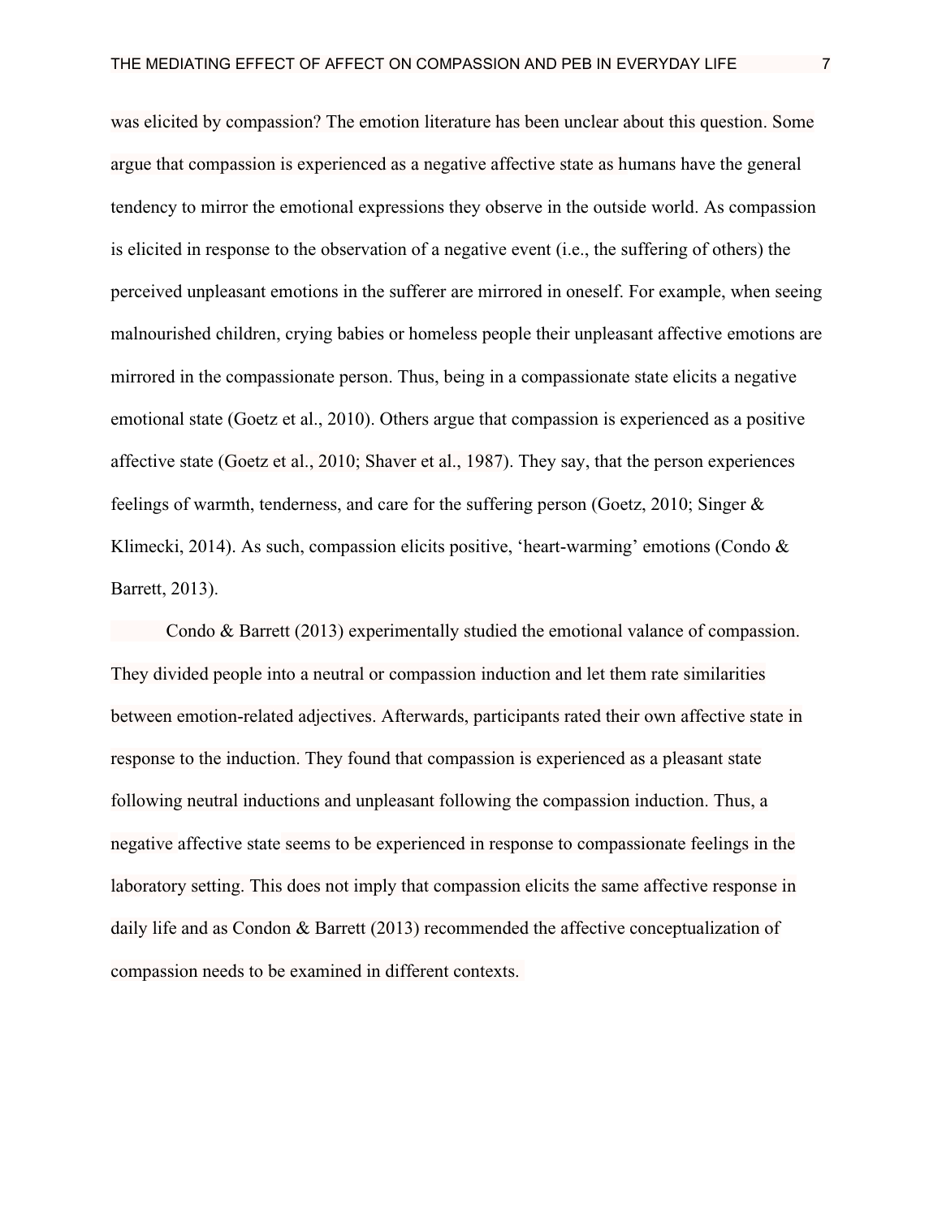was elicited by compassion? The emotion literature has been unclear about this question. Some argue that compassion is experienced as a negative affective state as humans have the general tendency to mirror the emotional expressions they observe in the outside world. As compassion is elicited in response to the observation of a negative event (i.e., the suffering of others) the perceived unpleasant emotions in the sufferer are mirrored in oneself. For example, when seeing malnourished children, crying babies or homeless people their unpleasant affective emotions are mirrored in the compassionate person. Thus, being in a compassionate state elicits a negative emotional state (Goetz et al., 2010). Others argue that compassion is experienced as a positive affective state (Goetz et al., 2010; Shaver et al., 1987). They say, that the person experiences feelings of warmth, tenderness, and care for the suffering person (Goetz, 2010; Singer & Klimecki, 2014). As such, compassion elicits positive, 'heart-warming' emotions (Condo & Barrett, 2013).

Condo & Barrett (2013) experimentally studied the emotional valance of compassion. They divided people into a neutral or compassion induction and let them rate similarities between emotion-related adjectives. Afterwards, participants rated their own affective state in response to the induction. They found that compassion is experienced as a pleasant state following neutral inductions and unpleasant following the compassion induction. Thus, a negative affective state seems to be experienced in response to compassionate feelings in the laboratory setting. This does not imply that compassion elicits the same affective response in daily life and as Condon & Barrett (2013) recommended the affective conceptualization of compassion needs to be examined in different contexts.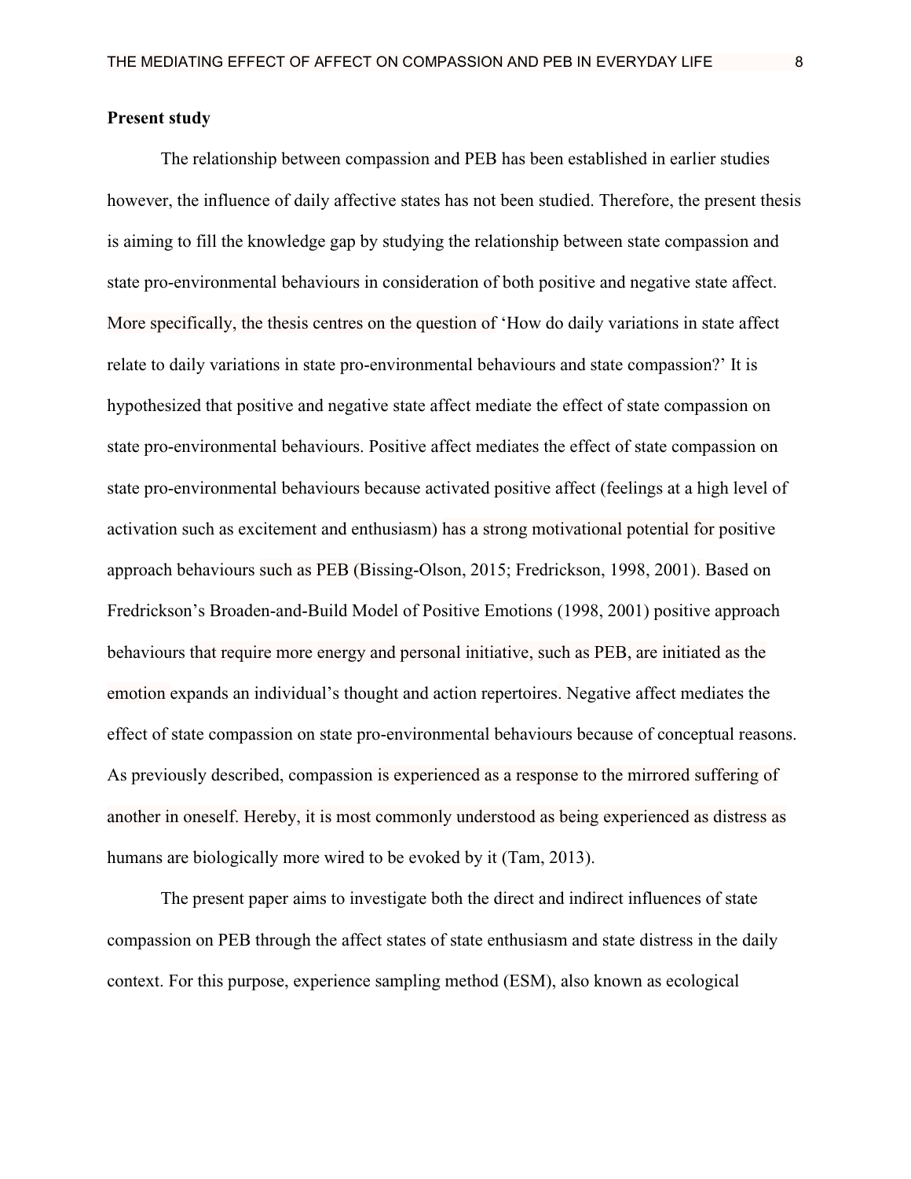**Present study**

The relationship between compassion and PEB has been established in earlier studies however, the influence of daily affective states has not been studied. Therefore, the present thesis is aiming to fill the knowledge gap by studying the relationship between state compassion and state pro-environmental behaviours in consideration of both positive and negative state affect. More specifically, the thesis centres on the question of 'How do daily variations in state affect relate to daily variations in state pro-environmental behaviours and state compassion?' It is hypothesized that positive and negative state affect mediate the effect of state compassion on state pro-environmental behaviours. Positive affect mediates the effect of state compassion on state pro-environmental behaviours because activated positive affect (feelings at a high level of activation such as excitement and enthusiasm) has a strong motivational potential for positive approach behaviours such as PEB (Bissing-Olson, 2015; Fredrickson, 1998, 2001). Based on Fredrickson's Broaden-and-Build Model of Positive Emotions (1998, 2001) positive approach behaviours that require more energy and personal initiative, such as PEB, are initiated as the emotion expands an individual's thought and action repertoires. Negative affect mediates the effect of state compassion on state pro-environmental behaviours because of conceptual reasons. As previously described, compassion is experienced as a response to the mirrored suffering of another in oneself. Hereby, it is most commonly understood as being experienced as distress as humans are biologically more wired to be evoked by it (Tam, 2013).

The present paper aims to investigate both the direct and indirect influences of state compassion on PEB through the affect states of state enthusiasm and state distress in the daily context. For this purpose, experience sampling method (ESM), also known as ecological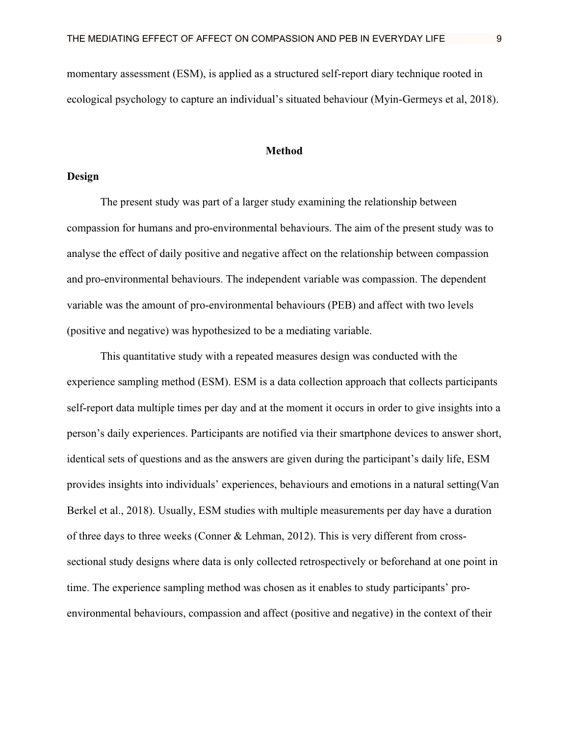momentary assessment (ESM), is applied as a structured self-report diary technique rooted in ecological psychology to capture an individual's situated behaviour (Myin-Germeys et al, 2018).

# Method

## Design

The present study was part of a larger study examining the relationship between compassion for humans and pro-environmental behaviours. The aim of the present study was to analyse the effect of daily positive and negative affect on the relationship between compassion and pro-environmental behaviours. The independent variable was compassion. The dependent variable was the amount of pro-environmental behaviours (PEB) and affect with two levels (positive and negative) was hypothesized to be a mediating variable.

This quantitative study with a repeated measures design was conducted with the experience sampling method (ESM). ESM is a data collection approach that collects participants self-report data multiple times per day and at the moment it occurs in order to give insights into a person's daily experiences. Participants are notified via their smartphone devices to answer short, identical sets of questions and as the answers are given during the participant's daily life, ESM provides insights into individuals' experiences, behaviours and emotions in a natural setting(Van Berkel et al., 2018). Usually, ESM studies with multiple measurements per day have a duration of three days to three weeks (Conner & Lehman, 2012). This is very different from cross-sectional study designs where data is only collected retrospectively or beforehand at one point in time. The experience sampling method was chosen as it enables to study participants' pro-environmental behaviours, compassion and affect (positive and negative) in the context of their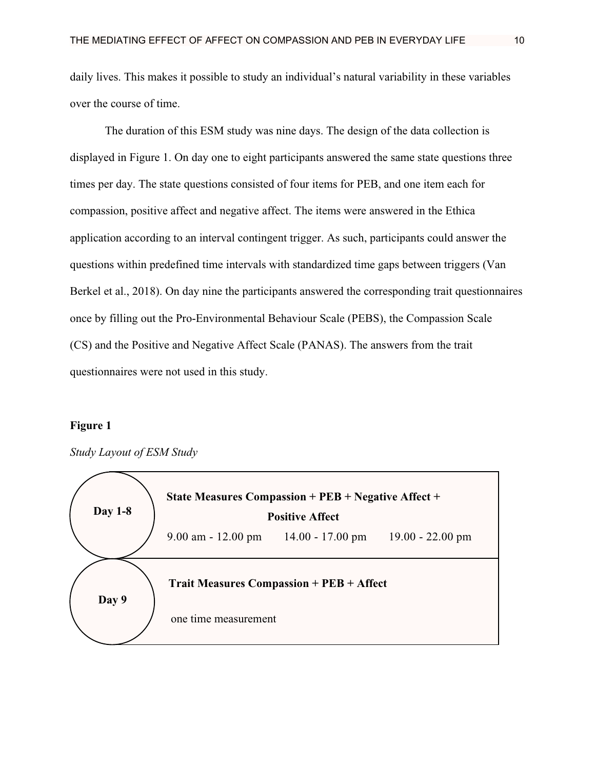daily lives. This makes it possible to study an individual's natural variability in these variables over the course of time.

The duration of this ESM study was nine days. The design of the data collection is displayed in Figure 1. On day one to eight participants answered the same state questions three times per day. The state questions consisted of four items for PEB, and one item each for compassion, positive affect and negative affect. The items were answered in the Ethica application according to an interval contingent trigger. As such, participants could answer the questions within predefined time intervals with standardized time gaps between triggers (Van Berkel et al., 2018). On day nine the participants answered the corresponding trait questionnaires once by filling out the Pro-Environmental Behaviour Scale (PEBS), the Compassion Scale (CS) and the Positive and Negative Affect Scale (PANAS). The answers from the trait questionnaires were not used in this study.

**Figure 1**

*Study Layout of ESM Study*

| | |
|---|---|
| **Day 1-8** | **State Measures Compassion + PEB + Negative Affect + Positive Affect**<br>9.00 am - 12.00 pm     14.00 - 17.00 pm     19.00 - 22.00 pm |
| **Day 9** | **Trait Measures Compassion + PEB + Affect**<br>one time measurement |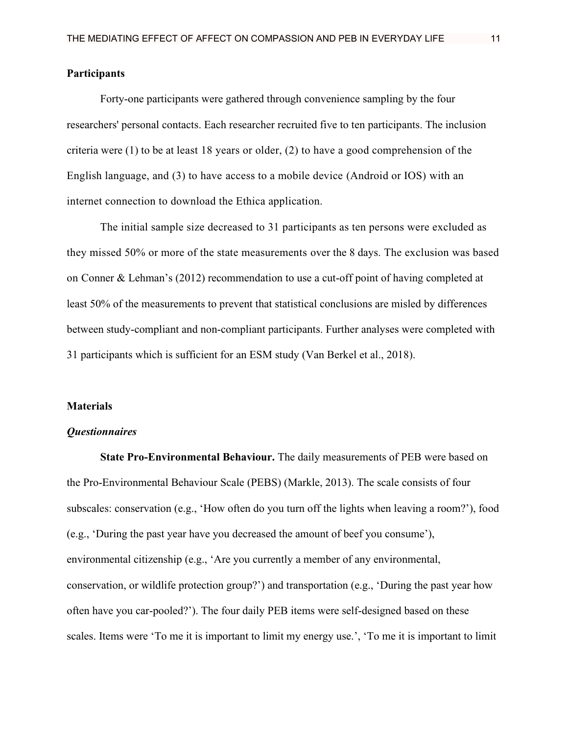**Participants**

Forty-one participants were gathered through convenience sampling by the four researchers' personal contacts. Each researcher recruited five to ten participants. The inclusion criteria were (1) to be at least 18 years or older, (2) to have a good comprehension of the English language, and (3) to have access to a mobile device (Android or IOS) with an internet connection to download the Ethica application.

The initial sample size decreased to 31 participants as ten persons were excluded as they missed 50% or more of the state measurements over the 8 days. The exclusion was based on Conner & Lehman's (2012) recommendation to use a cut-off point of having completed at least 50% of the measurements to prevent that statistical conclusions are misled by differences between study-compliant and non-compliant participants. Further analyses were completed with 31 participants which is sufficient for an ESM study (Van Berkel et al., 2018).

**Materials**

***Questionnaires***

**State Pro-Environmental Behaviour.** The daily measurements of PEB were based on the Pro-Environmental Behaviour Scale (PEBS) (Markle, 2013). The scale consists of four subscales: conservation (e.g., 'How often do you turn off the lights when leaving a room?'), food (e.g., 'During the past year have you decreased the amount of beef you consume'), environmental citizenship (e.g., 'Are you currently a member of any environmental, conservation, or wildlife protection group?') and transportation (e.g., 'During the past year how often have you car-pooled?'). The four daily PEB items were self-designed based on these scales. Items were 'To me it is important to limit my energy use.', 'To me it is important to limit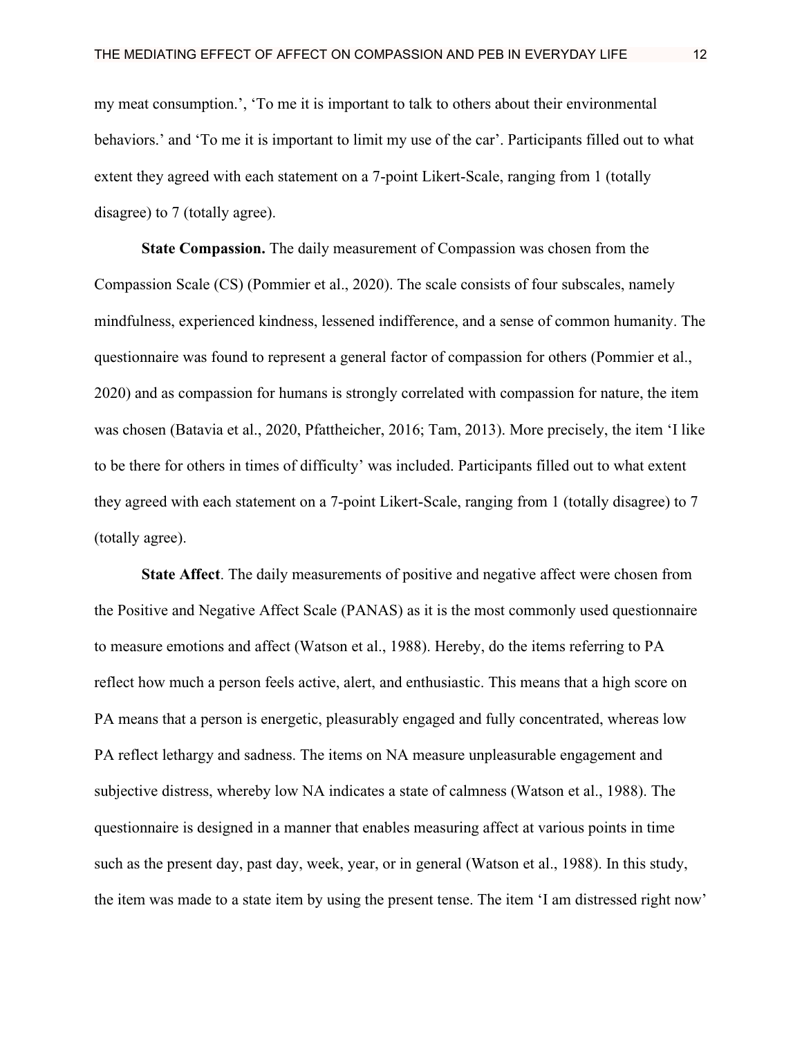my meat consumption.', 'To me it is important to talk to others about their environmental behaviors.' and 'To me it is important to limit my use of the car'. Participants filled out to what extent they agreed with each statement on a 7-point Likert-Scale, ranging from 1 (totally disagree) to 7 (totally agree).

**State Compassion.** The daily measurement of Compassion was chosen from the Compassion Scale (CS) (Pommier et al., 2020). The scale consists of four subscales, namely mindfulness, experienced kindness, lessened indifference, and a sense of common humanity. The questionnaire was found to represent a general factor of compassion for others (Pommier et al., 2020) and as compassion for humans is strongly correlated with compassion for nature, the item was chosen (Batavia et al., 2020, Pfattheicher, 2016; Tam, 2013). More precisely, the item 'I like to be there for others in times of difficulty' was included. Participants filled out to what extent they agreed with each statement on a 7-point Likert-Scale, ranging from 1 (totally disagree) to 7 (totally agree).

**State Affect**. The daily measurements of positive and negative affect were chosen from the Positive and Negative Affect Scale (PANAS) as it is the most commonly used questionnaire to measure emotions and affect (Watson et al., 1988). Hereby, do the items referring to PA reflect how much a person feels active, alert, and enthusiastic. This means that a high score on PA means that a person is energetic, pleasurably engaged and fully concentrated, whereas low PA reflect lethargy and sadness. The items on NA measure unpleasurable engagement and subjective distress, whereby low NA indicates a state of calmness (Watson et al., 1988). The questionnaire is designed in a manner that enables measuring affect at various points in time such as the present day, past day, week, year, or in general (Watson et al., 1988). In this study, the item was made to a state item by using the present tense. The item 'I am distressed right now'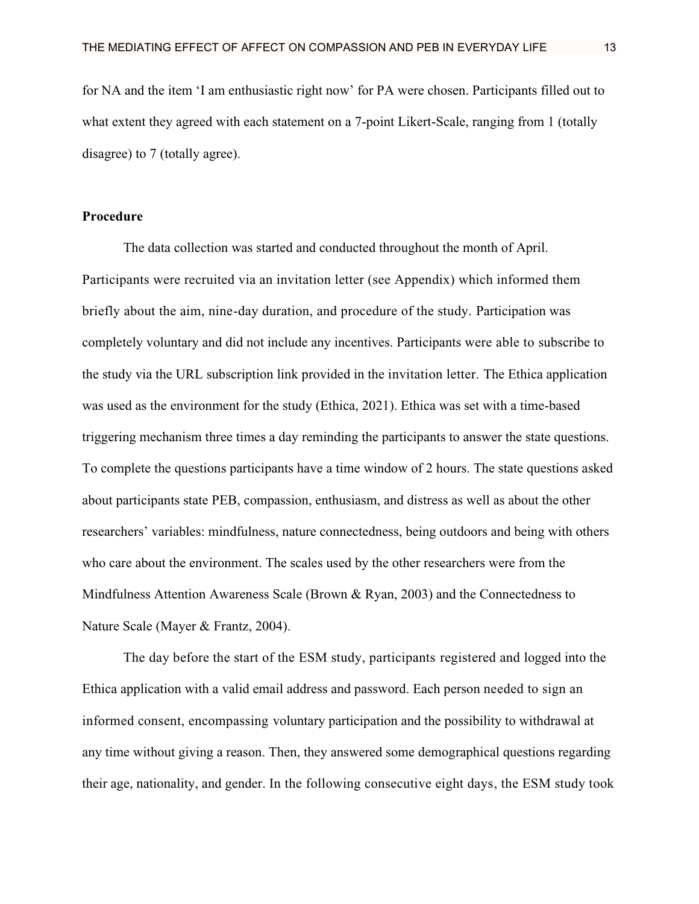for NA and the item 'I am enthusiastic right now' for PA were chosen. Participants filled out to what extent they agreed with each statement on a 7-point Likert-Scale, ranging from 1 (totally disagree) to 7 (totally agree).

**Procedure**

The data collection was started and conducted throughout the month of April. Participants were recruited via an invitation letter (see Appendix) which informed them briefly about the aim, nine-day duration, and procedure of the study. Participation was completely voluntary and did not include any incentives. Participants were able to subscribe to the study via the URL subscription link provided in the invitation letter. The Ethica application was used as the environment for the study (Ethica, 2021). Ethica was set with a time-based triggering mechanism three times a day reminding the participants to answer the state questions. To complete the questions participants have a time window of 2 hours. The state questions asked about participants state PEB, compassion, enthusiasm, and distress as well as about the other researchers' variables: mindfulness, nature connectedness, being outdoors and being with others who care about the environment. The scales used by the other researchers were from the Mindfulness Attention Awareness Scale (Brown & Ryan, 2003) and the Connectedness to Nature Scale (Mayer & Frantz, 2004).

The day before the start of the ESM study, participants registered and logged into the Ethica application with a valid email address and password. Each person needed to sign an informed consent, encompassing voluntary participation and the possibility to withdrawal at any time without giving a reason. Then, they answered some demographical questions regarding their age, nationality, and gender. In the following consecutive eight days, the ESM study took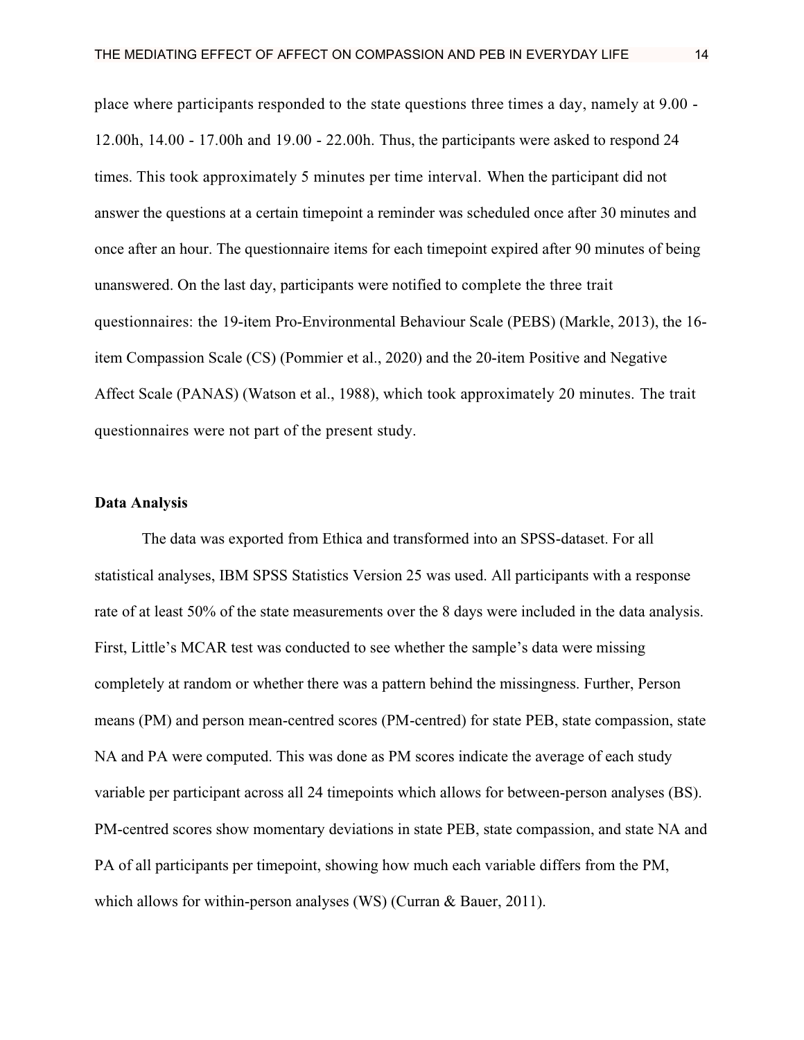place where participants responded to the state questions three times a day, namely at 9.00 - 12.00h, 14.00 - 17.00h and 19.00 - 22.00h. Thus, the participants were asked to respond 24 times. This took approximately 5 minutes per time interval. When the participant did not answer the questions at a certain timepoint a reminder was scheduled once after 30 minutes and once after an hour. The questionnaire items for each timepoint expired after 90 minutes of being unanswered. On the last day, participants were notified to complete the three trait questionnaires: the 19-item Pro-Environmental Behaviour Scale (PEBS) (Markle, 2013), the 16-item Compassion Scale (CS) (Pommier et al., 2020) and the 20-item Positive and Negative Affect Scale (PANAS) (Watson et al., 1988), which took approximately 20 minutes. The trait questionnaires were not part of the present study.

**Data Analysis**

The data was exported from Ethica and transformed into an SPSS-dataset. For all statistical analyses, IBM SPSS Statistics Version 25 was used. All participants with a response rate of at least 50% of the state measurements over the 8 days were included in the data analysis. First, Little's MCAR test was conducted to see whether the sample's data were missing completely at random or whether there was a pattern behind the missingness. Further, Person means (PM) and person mean-centred scores (PM-centred) for state PEB, state compassion, state NA and PA were computed. This was done as PM scores indicate the average of each study variable per participant across all 24 timepoints which allows for between-person analyses (BS). PM-centred scores show momentary deviations in state PEB, state compassion, and state NA and PA of all participants per timepoint, showing how much each variable differs from the PM, which allows for within-person analyses (WS) (Curran & Bauer, 2011).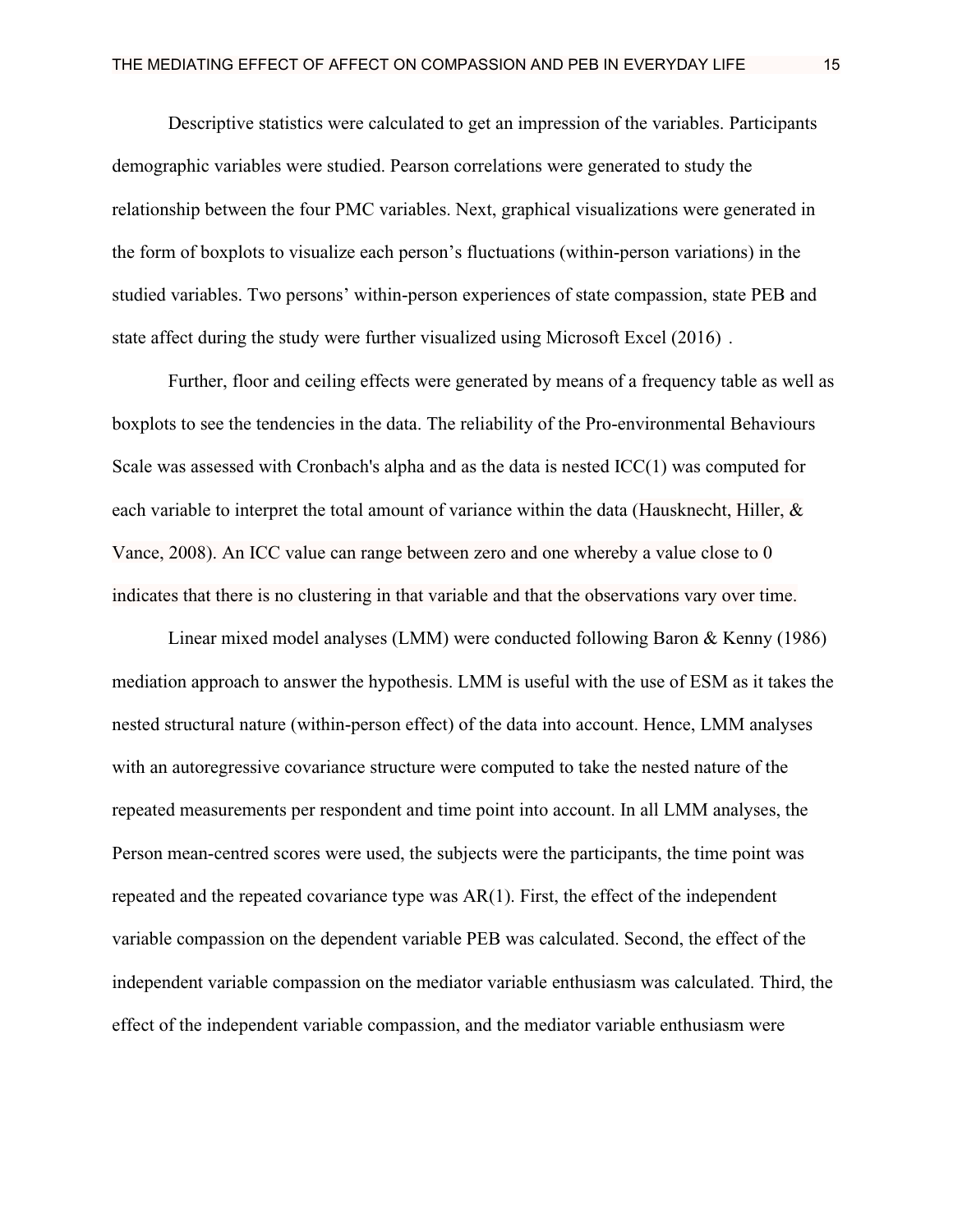Descriptive statistics were calculated to get an impression of the variables. Participants demographic variables were studied. Pearson correlations were generated to study the relationship between the four PMC variables. Next, graphical visualizations were generated in the form of boxplots to visualize each person's fluctuations (within-person variations) in the studied variables. Two persons' within-person experiences of state compassion, state PEB and state affect during the study were further visualized using Microsoft Excel (2016) .

Further, floor and ceiling effects were generated by means of a frequency table as well as boxplots to see the tendencies in the data. The reliability of the Pro-environmental Behaviours Scale was assessed with Cronbach's alpha and as the data is nested ICC(1) was computed for each variable to interpret the total amount of variance within the data (Hausknecht, Hiller, & Vance, 2008). An ICC value can range between zero and one whereby a value close to 0 indicates that there is no clustering in that variable and that the observations vary over time.

Linear mixed model analyses (LMM) were conducted following Baron & Kenny (1986) mediation approach to answer the hypothesis. LMM is useful with the use of ESM as it takes the nested structural nature (within-person effect) of the data into account. Hence, LMM analyses with an autoregressive covariance structure were computed to take the nested nature of the repeated measurements per respondent and time point into account. In all LMM analyses, the Person mean-centred scores were used, the subjects were the participants, the time point was repeated and the repeated covariance type was AR(1). First, the effect of the independent variable compassion on the dependent variable PEB was calculated. Second, the effect of the independent variable compassion on the mediator variable enthusiasm was calculated. Third, the effect of the independent variable compassion, and the mediator variable enthusiasm were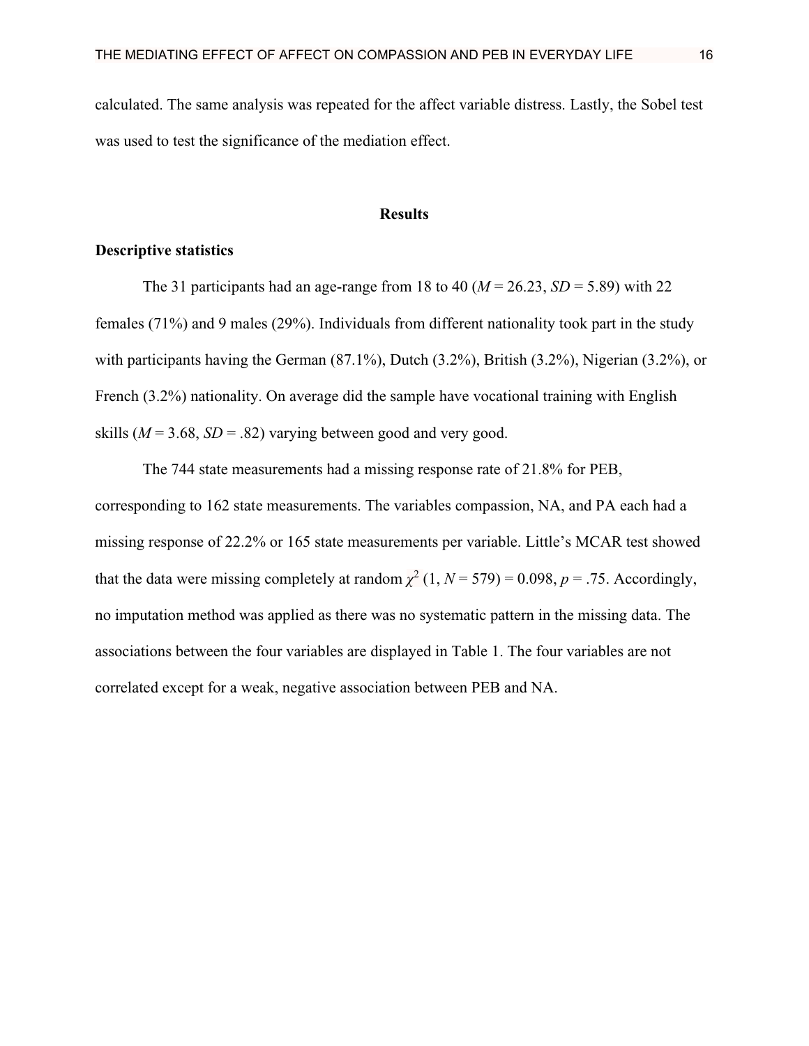calculated. The same analysis was repeated for the affect variable distress. Lastly, the Sobel test was used to test the significance of the mediation effect.

## Results

### Descriptive statistics

The 31 participants had an age-range from 18 to 40 (*M* = 26.23, *SD* = 5.89) with 22 females (71%) and 9 males (29%). Individuals from different nationality took part in the study with participants having the German (87.1%), Dutch (3.2%), British (3.2%), Nigerian (3.2%), or French (3.2%) nationality. On average did the sample have vocational training with English skills (*M* = 3.68, *SD* = .82) varying between good and very good.

The 744 state measurements had a missing response rate of 21.8% for PEB, corresponding to 162 state measurements. The variables compassion, NA, and PA each had a missing response of 22.2% or 165 state measurements per variable. Little's MCAR test showed that the data were missing completely at random $\chi^2$ (1, *N* = 579) = 0.098, *p* = .75. Accordingly, no imputation method was applied as there was no systematic pattern in the missing data. The associations between the four variables are displayed in Table 1. The four variables are not correlated except for a weak, negative association between PEB and NA.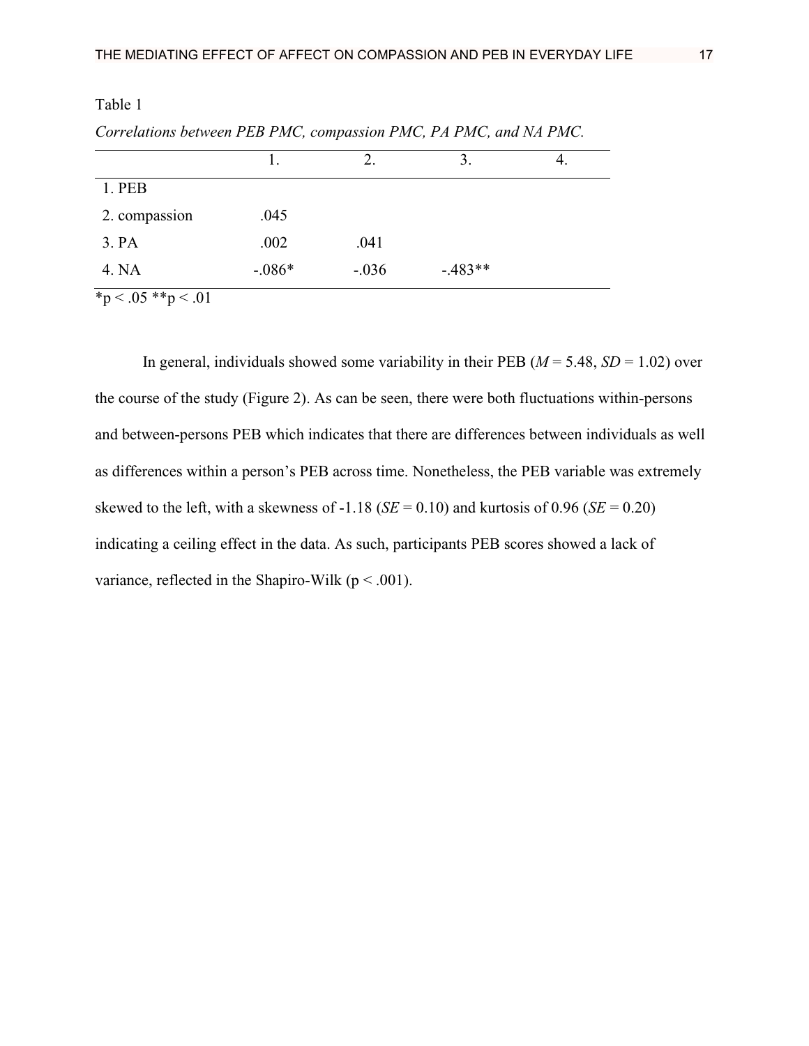Table 1

*Correlations between PEB PMC, compassion PMC, PA PMC, and NA PMC.*

| | 1. | 2. | 3. | 4. |
|---|---|---|---|---|
| 1. PEB | | | | |
| 2. compassion | .045 | | | |
| 3. PA | .002 | .041 | | |
| 4. NA | -.086* | -.036 | -.483** | |

*p < .05 **p < .01

In general, individuals showed some variability in their PEB ($M$ = 5.48, $SD$ = 1.02) over the course of the study (Figure 2). As can be seen, there were both fluctuations within-persons and between-persons PEB which indicates that there are differences between individuals as well as differences within a person's PEB across time. Nonetheless, the PEB variable was extremely skewed to the left, with a skewness of -1.18 ($SE$ = 0.10) and kurtosis of 0.96 ($SE$ = 0.20) indicating a ceiling effect in the data. As such, participants PEB scores showed a lack of variance, reflected in the Shapiro-Wilk ($p < .001$).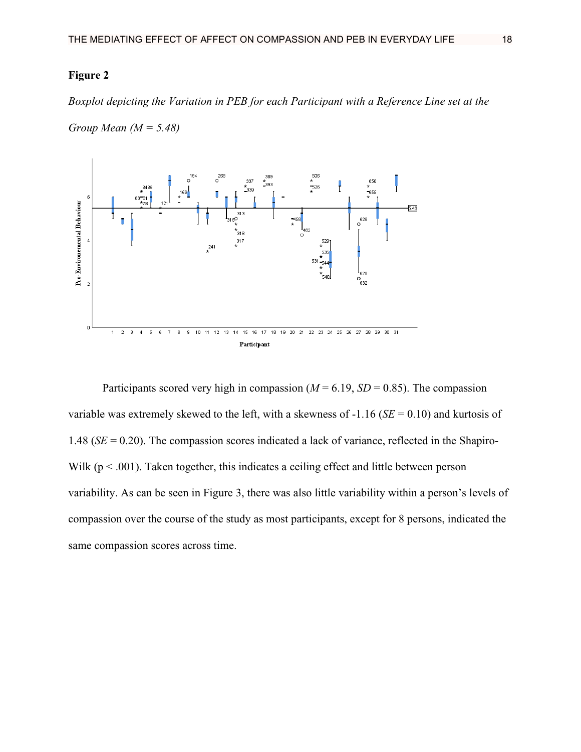**Figure 2**

*Boxplot depicting the Variation in PEB for each Participant with a Reference Line set at the Group Mean (M = 5.48)*

Participants scored very high in compassion (*M* = 6.19, *SD* = 0.85). The compassion variable was extremely skewed to the left, with a skewness of -1.16 (*SE* = 0.10) and kurtosis of 1.48 (*SE* = 0.20). The compassion scores indicated a lack of variance, reflected in the Shapiro-Wilk ($p < .001$). Taken together, this indicates a ceiling effect and little between person variability. As can be seen in Figure 3, there was also little variability within a person's levels of compassion over the course of the study as most participants, except for 8 persons, indicated the same compassion scores across time.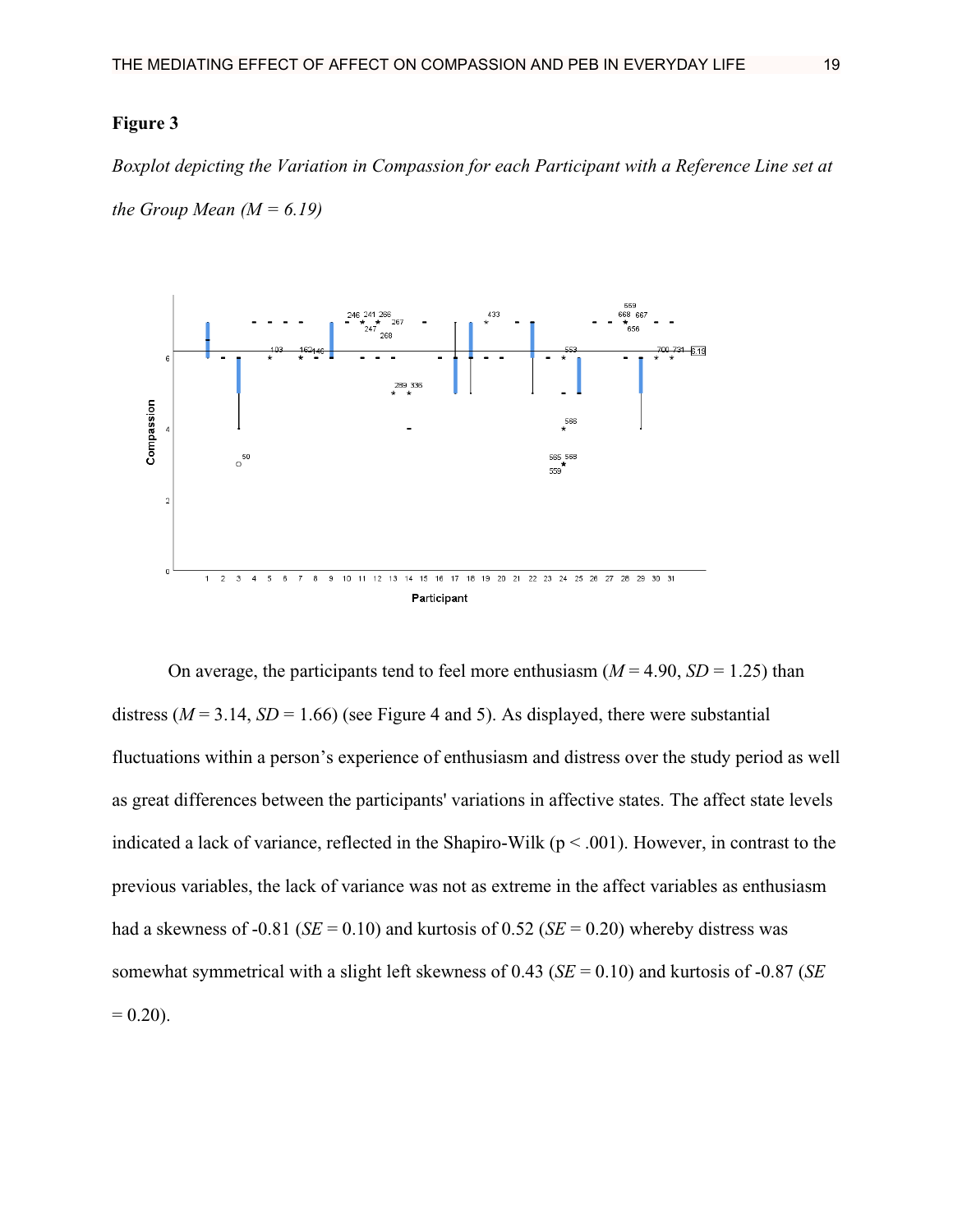**Figure 3**

*Boxplot depicting the Variation in Compassion for each Participant with a Reference Line set at the Group Mean (M = 6.19)*

On average, the participants tend to feel more enthusiasm (*M* = 4.90, *SD* = 1.25) than distress (*M* = 3.14, *SD* = 1.66) (see Figure 4 and 5). As displayed, there were substantial fluctuations within a person's experience of enthusiasm and distress over the study period as well as great differences between the participants' variations in affective states. The affect state levels indicated a lack of variance, reflected in the Shapiro-Wilk ($p < .001$). However, in contrast to the previous variables, the lack of variance was not as extreme in the affect variables as enthusiasm had a skewness of -0.81 (*SE* = 0.10) and kurtosis of 0.52 (*SE* = 0.20) whereby distress was somewhat symmetrical with a slight left skewness of 0.43 (*SE* = 0.10) and kurtosis of -0.87 (*SE* = 0.20).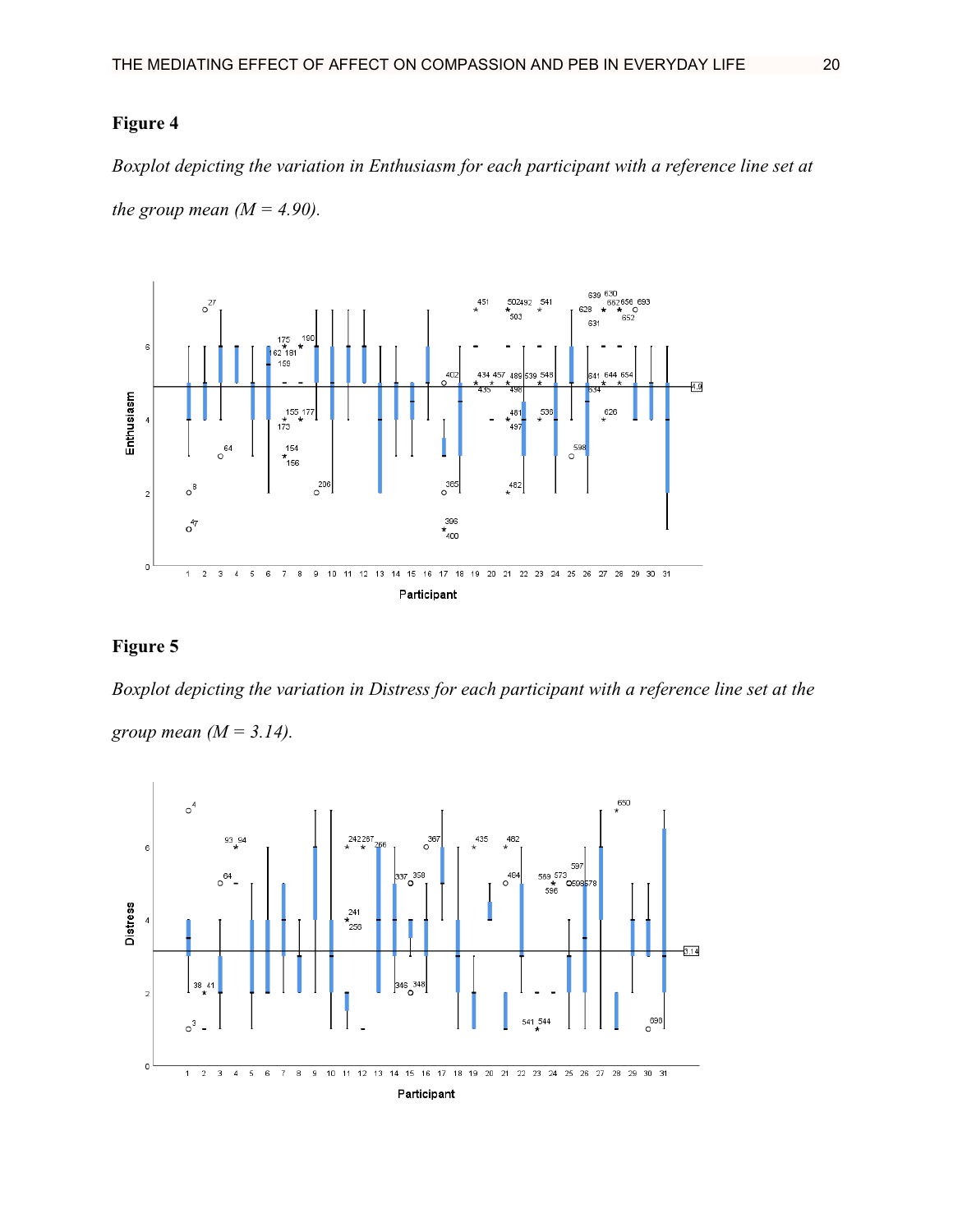**Figure 4**

*Boxplot depicting the variation in Enthusiasm for each participant with a reference line set at the group mean (M = 4.90).*

**Figure 5**

*Boxplot depicting the variation in Distress for each participant with a reference line set at the group mean (M = 3.14).*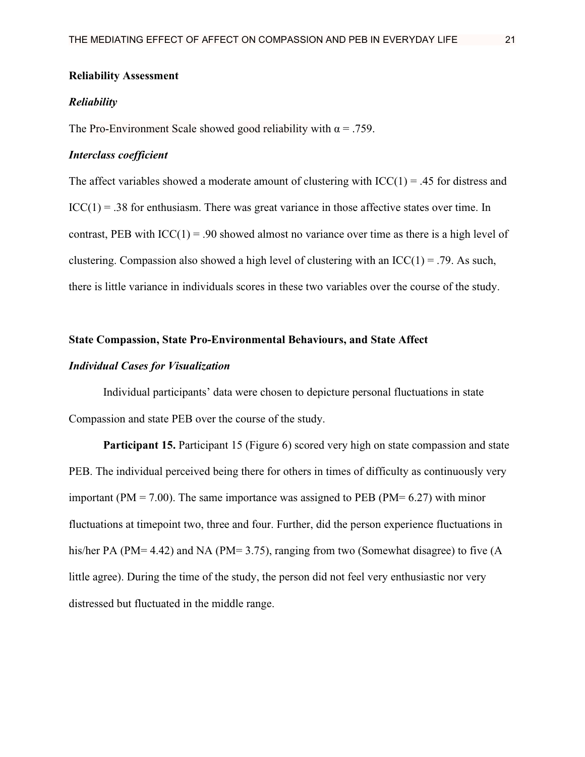## Reliability Assessment

### *Reliability*

The Pro-Environment Scale showed good reliability with $\alpha = .759$.

### *Interclass coefficient*

The affect variables showed a moderate amount of clustering with ICC(1) = .45 for distress and ICC(1) = .38 for enthusiasm. There was great variance in those affective states over time. In contrast, PEB with ICC(1) = .90 showed almost no variance over time as there is a high level of clustering. Compassion also showed a high level of clustering with an ICC(1) = .79. As such, there is little variance in individuals scores in these two variables over the course of the study.

## State Compassion, State Pro-Environmental Behaviours, and State Affect

### *Individual Cases for Visualization*

Individual participants' data were chosen to depicture personal fluctuations in state Compassion and state PEB over the course of the study.

**Participant 15.** Participant 15 (Figure 6) scored very high on state compassion and state PEB. The individual perceived being there for others in times of difficulty as continuously very important (PM = 7.00). The same importance was assigned to PEB (PM= 6.27) with minor fluctuations at timepoint two, three and four. Further, did the person experience fluctuations in his/her PA (PM= 4.42) and NA (PM= 3.75), ranging from two (Somewhat disagree) to five (A little agree). During the time of the study, the person did not feel very enthusiastic nor very distressed but fluctuated in the middle range.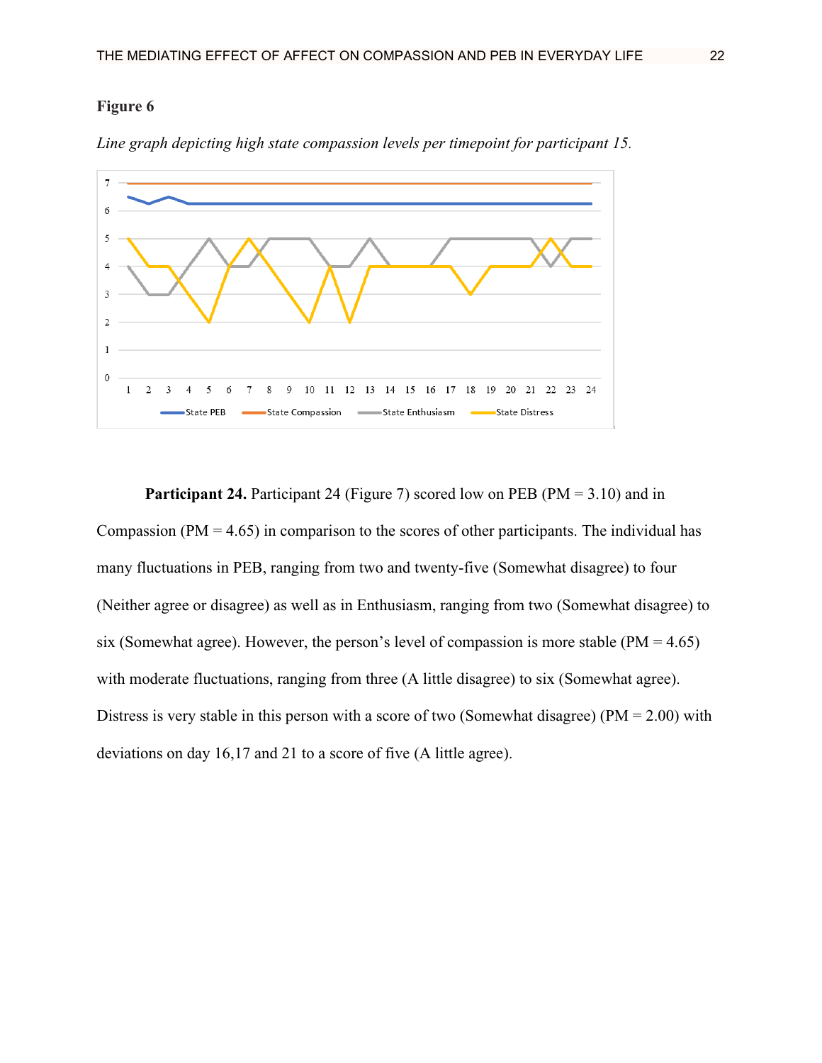**Figure 6**

*Line graph depicting high state compassion levels per timepoint for participant 15.*

**Participant 24.** Participant 24 (Figure 7) scored low on PEB (PM = 3.10) and in Compassion (PM = 4.65) in comparison to the scores of other participants. The individual has many fluctuations in PEB, ranging from two and twenty-five (Somewhat disagree) to four (Neither agree or disagree) as well as in Enthusiasm, ranging from two (Somewhat disagree) to six (Somewhat agree). However, the person's level of compassion is more stable (PM = 4.65) with moderate fluctuations, ranging from three (A little disagree) to six (Somewhat agree). Distress is very stable in this person with a score of two (Somewhat disagree) (PM = 2.00) with deviations on day 16,17 and 21 to a score of five (A little agree).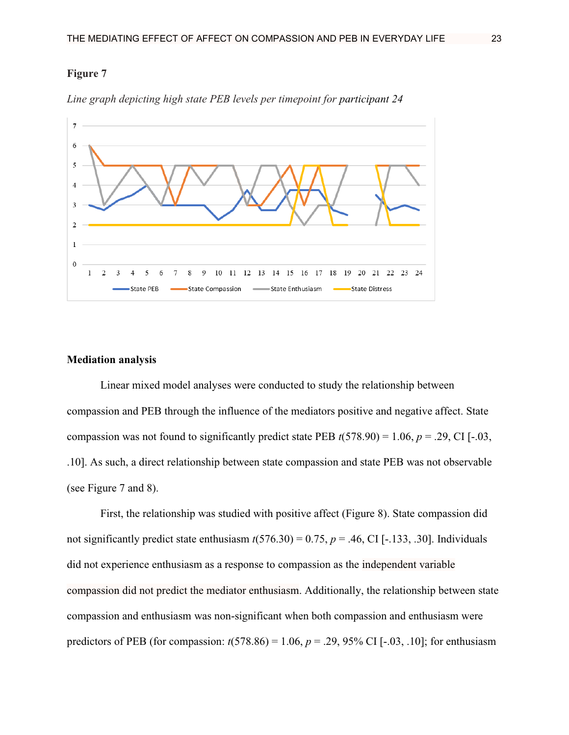**Figure 7**

*Line graph depicting high state PEB levels per timepoint for participant 24*

**Mediation analysis**

Linear mixed model analyses were conducted to study the relationship between compassion and PEB through the influence of the mediators positive and negative affect. State compassion was not found to significantly predict state PEB $t(578.90) = 1.06$, $p = .29$, CI [-.03, .10]. As such, a direct relationship between state compassion and state PEB was not observable (see Figure 7 and 8).

First, the relationship was studied with positive affect (Figure 8). State compassion did not significantly predict state enthusiasm $t(576.30) = 0.75$, $p = .46$, CI [-.133, .30]. Individuals did not experience enthusiasm as a response to compassion as the independent variable compassion did not predict the mediator enthusiasm. Additionally, the relationship between state compassion and enthusiasm was non-significant when both compassion and enthusiasm were predictors of PEB (for compassion: $t(578.86) = 1.06$, $p = .29$, 95% CI [-.03, .10]; for enthusiasm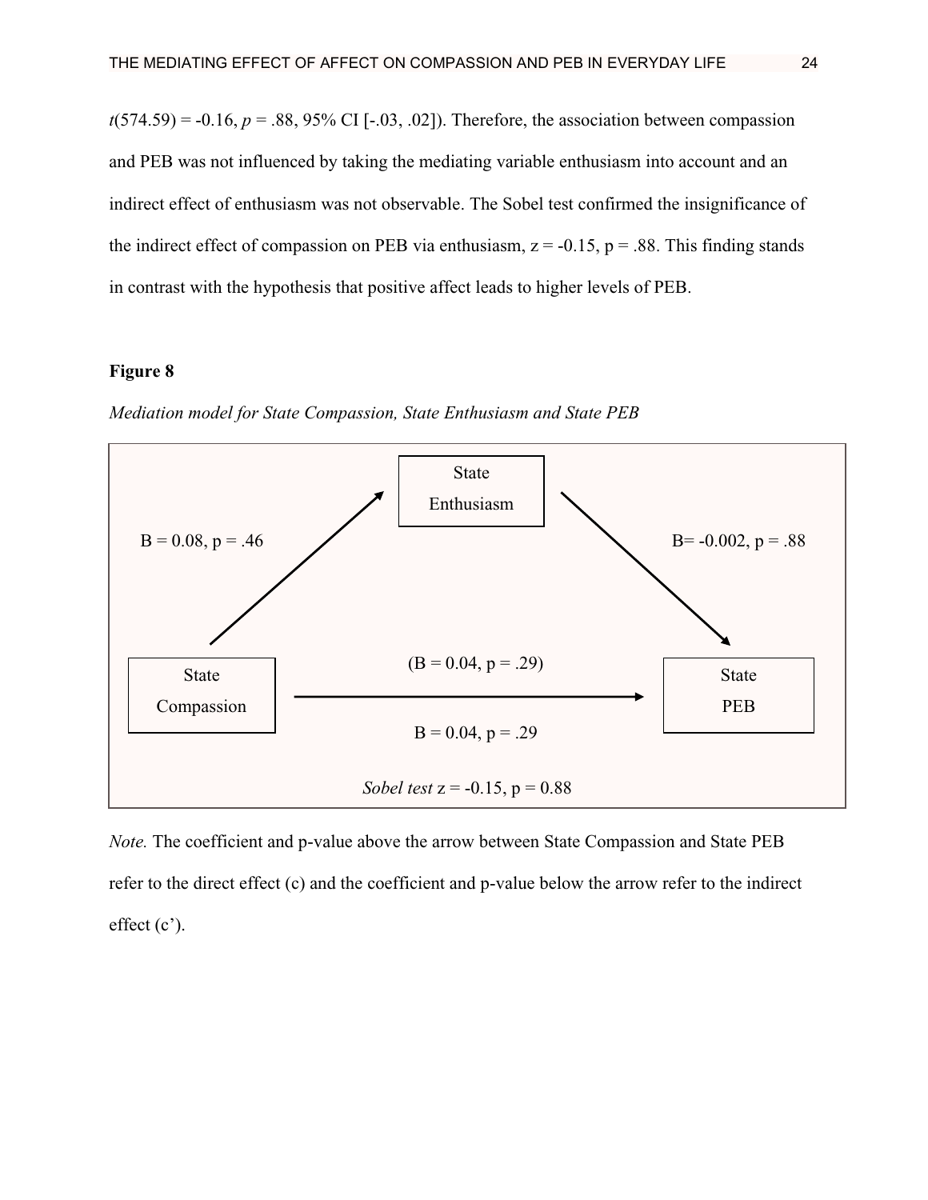$t$(574.59) = -0.16, $p$ = .88, 95% CI [-.03, .02]). Therefore, the association between compassion and PEB was not influenced by taking the mediating variable enthusiasm into account and an indirect effect of enthusiasm was not observable. The Sobel test confirmed the insignificance of the indirect effect of compassion on PEB via enthusiasm, z = -0.15, p = .88. This finding stands in contrast with the hypothesis that positive affect leads to higher levels of PEB.

**Figure 8**

*Mediation model for State Compassion, State Enthusiasm and State PEB*

State Enthusiasm

B = 0.08, p = .46

B= -0.002, p = .88

State Compassion

(B = 0.04, p = .29)

B = 0.04, p = .29

State PEB

*Sobel test* z = -0.15, p = 0.88

*Note.* The coefficient and p-value above the arrow between State Compassion and State PEB refer to the direct effect (c) and the coefficient and p-value below the arrow refer to the indirect effect (c').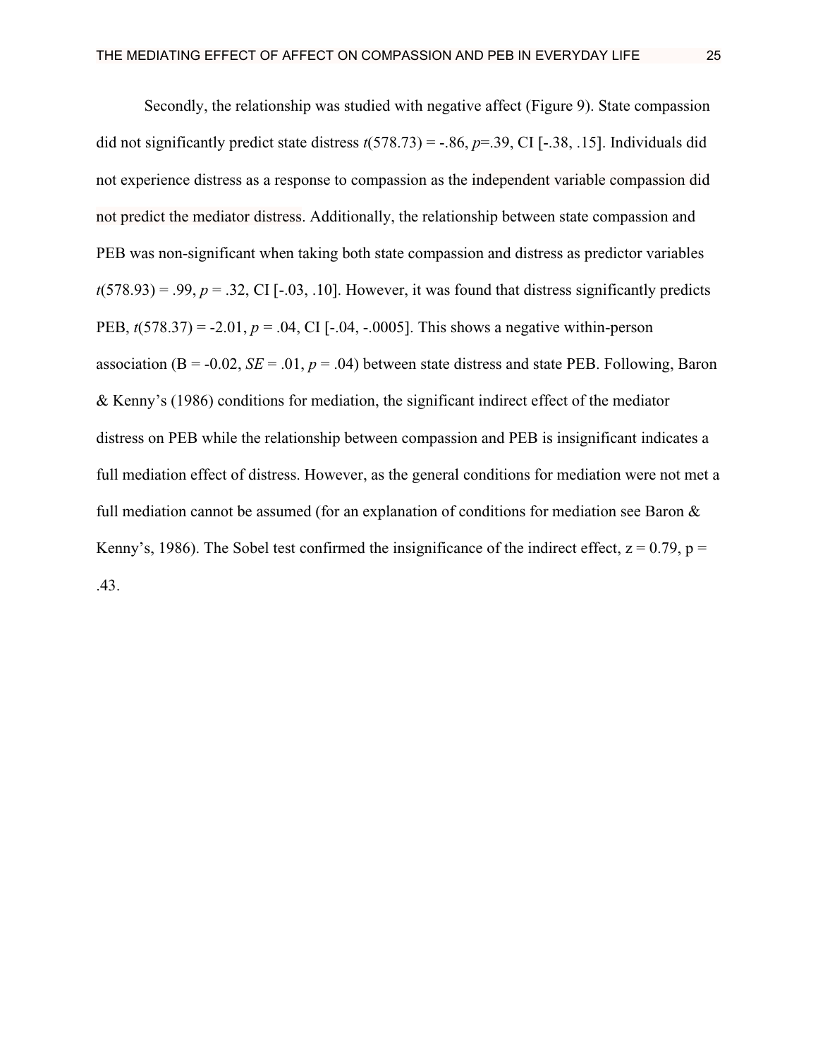Secondly, the relationship was studied with negative affect (Figure 9). State compassion did not significantly predict state distress $t(578.73) = -.86$, $p = .39$, CI [-.38, .15]. Individuals did not experience distress as a response to compassion as the independent variable compassion did not predict the mediator distress. Additionally, the relationship between state compassion and PEB was non-significant when taking both state compassion and distress as predictor variables $t(578.93) = .99$, $p = .32$, CI [-.03, .10]. However, it was found that distress significantly predicts PEB, $t(578.37) = -2.01$, $p = .04$, CI [-.04, -.0005]. This shows a negative within-person association (B = -0.02, $SE = .01$, $p = .04$) between state distress and state PEB. Following, Baron & Kenny's (1986) conditions for mediation, the significant indirect effect of the mediator distress on PEB while the relationship between compassion and PEB is insignificant indicates a full mediation effect of distress. However, as the general conditions for mediation were not met a full mediation cannot be assumed (for an explanation of conditions for mediation see Baron & Kenny's, 1986). The Sobel test confirmed the insignificance of the indirect effect, $z = 0.79$, $p = .43$.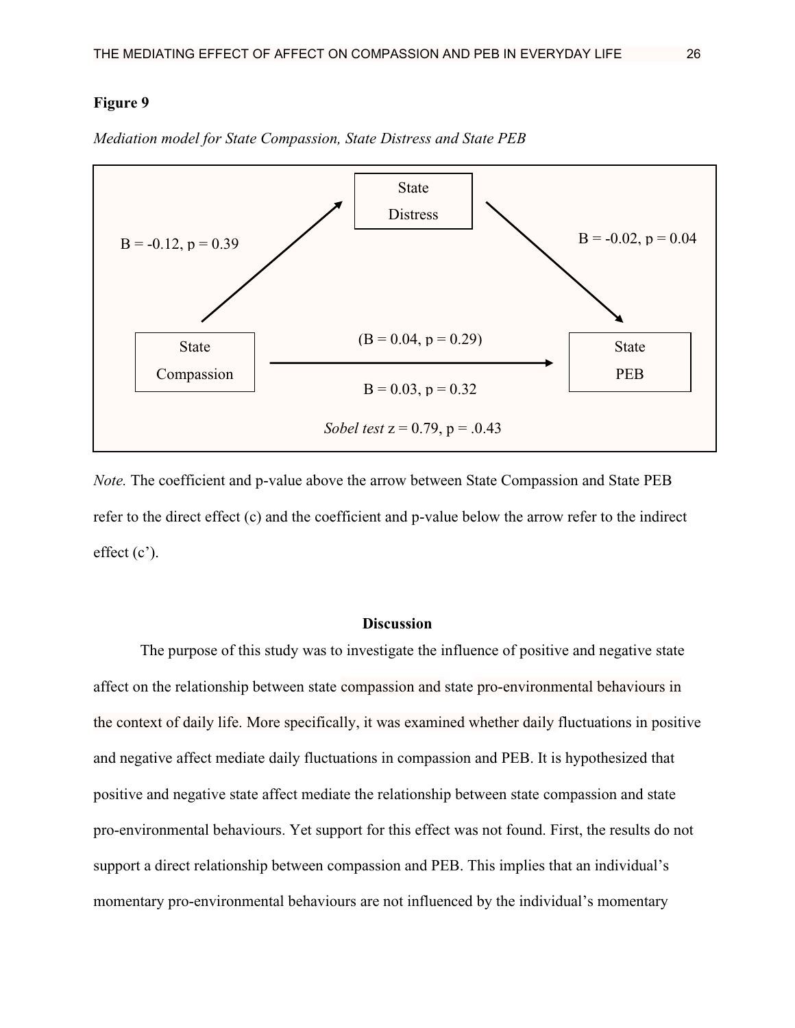**Figure 9**

*Mediation model for State Compassion, State Distress and State PEB*

State Distress

B = -0.12, p = 0.39

B = -0.02, p = 0.04

State Compassion

(B = 0.04, p = 0.29)

B = 0.03, p = 0.32

State PEB

*Sobel test* z = 0.79, p = .0.43

*Note.* The coefficient and p-value above the arrow between State Compassion and State PEB refer to the direct effect (c) and the coefficient and p-value below the arrow refer to the indirect effect (c').

## Discussion

The purpose of this study was to investigate the influence of positive and negative state affect on the relationship between state compassion and state pro-environmental behaviours in the context of daily life. More specifically, it was examined whether daily fluctuations in positive and negative affect mediate daily fluctuations in compassion and PEB. It is hypothesized that positive and negative state affect mediate the relationship between state compassion and state pro-environmental behaviours. Yet support for this effect was not found. First, the results do not support a direct relationship between compassion and PEB. This implies that an individual's momentary pro-environmental behaviours are not influenced by the individual's momentary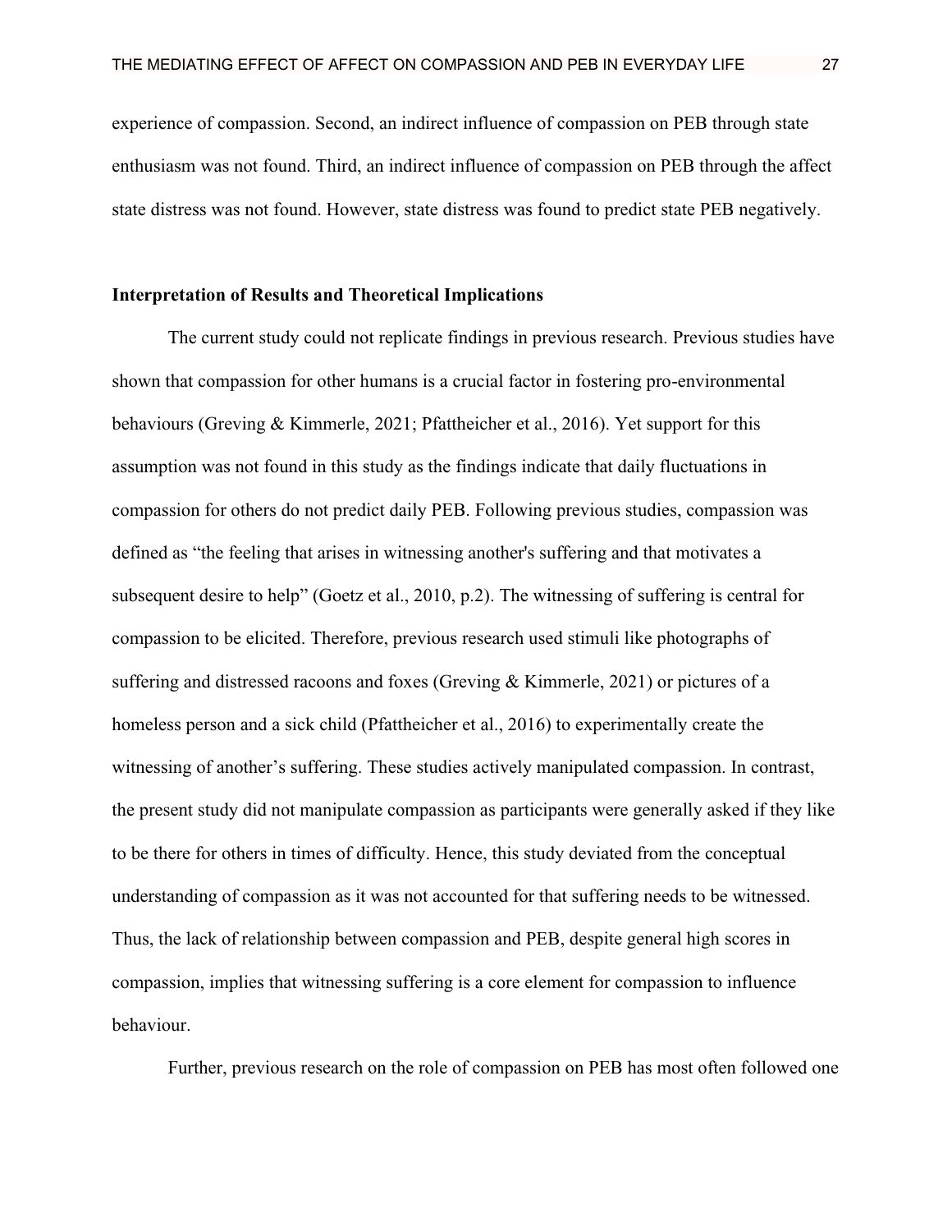experience of compassion. Second, an indirect influence of compassion on PEB through state enthusiasm was not found. Third, an indirect influence of compassion on PEB through the affect state distress was not found. However, state distress was found to predict state PEB negatively.

**Interpretation of Results and Theoretical Implications**

The current study could not replicate findings in previous research. Previous studies have shown that compassion for other humans is a crucial factor in fostering pro-environmental behaviours (Greving & Kimmerle, 2021; Pfattheicher et al., 2016). Yet support for this assumption was not found in this study as the findings indicate that daily fluctuations in compassion for others do not predict daily PEB. Following previous studies, compassion was defined as "the feeling that arises in witnessing another's suffering and that motivates a subsequent desire to help" (Goetz et al., 2010, p.2). The witnessing of suffering is central for compassion to be elicited. Therefore, previous research used stimuli like photographs of suffering and distressed racoons and foxes (Greving & Kimmerle, 2021) or pictures of a homeless person and a sick child (Pfattheicher et al., 2016) to experimentally create the witnessing of another's suffering. These studies actively manipulated compassion. In contrast, the present study did not manipulate compassion as participants were generally asked if they like to be there for others in times of difficulty. Hence, this study deviated from the conceptual understanding of compassion as it was not accounted for that suffering needs to be witnessed. Thus, the lack of relationship between compassion and PEB, despite general high scores in compassion, implies that witnessing suffering is a core element for compassion to influence behaviour.

Further, previous research on the role of compassion on PEB has most often followed one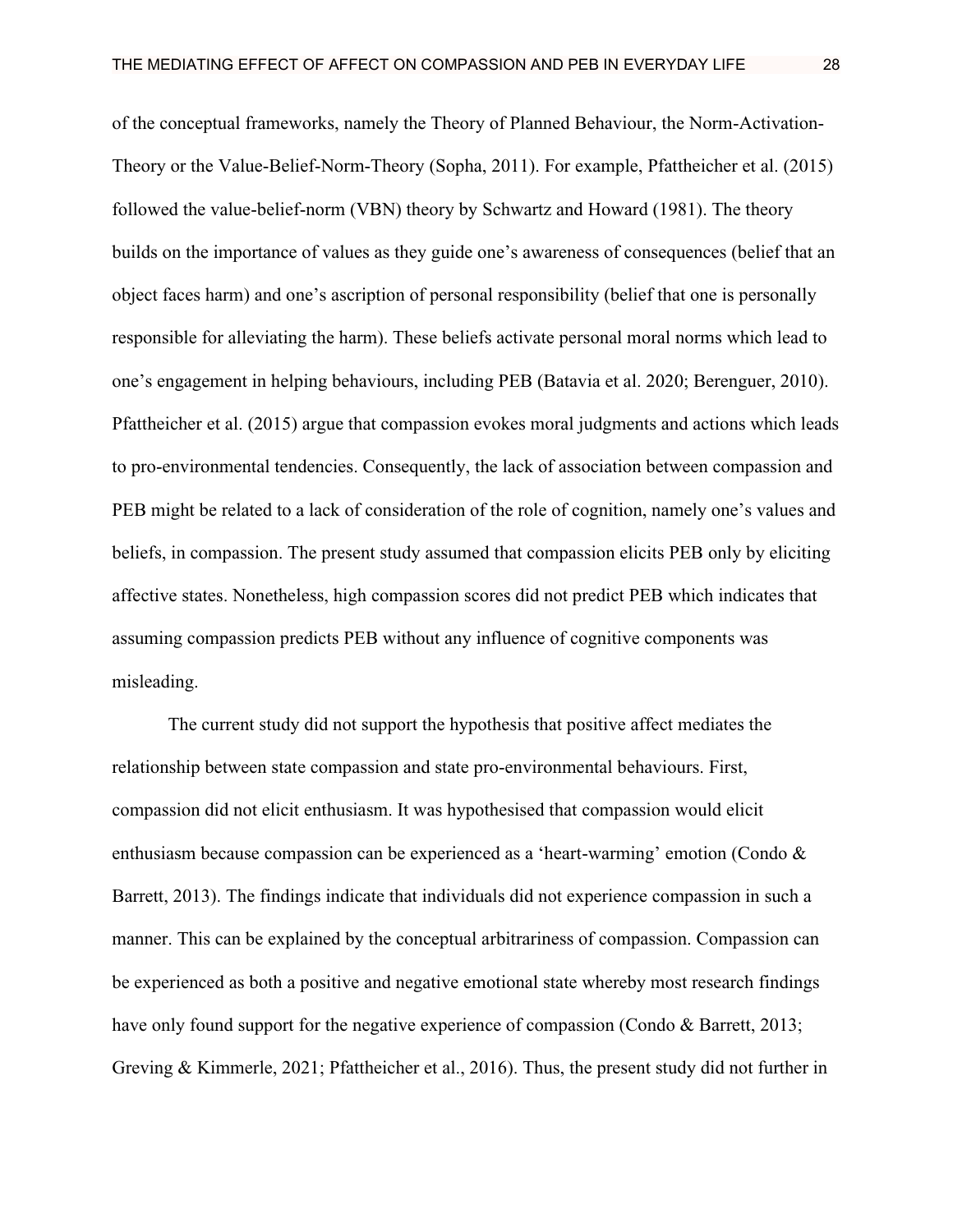of the conceptual frameworks, namely the Theory of Planned Behaviour, the Norm-Activation-Theory or the Value-Belief-Norm-Theory (Sopha, 2011). For example, Pfattheicher et al. (2015) followed the value-belief-norm (VBN) theory by Schwartz and Howard (1981). The theory builds on the importance of values as they guide one's awareness of consequences (belief that an object faces harm) and one's ascription of personal responsibility (belief that one is personally responsible for alleviating the harm). These beliefs activate personal moral norms which lead to one's engagement in helping behaviours, including PEB (Batavia et al. 2020; Berenguer, 2010). Pfattheicher et al. (2015) argue that compassion evokes moral judgments and actions which leads to pro-environmental tendencies. Consequently, the lack of association between compassion and PEB might be related to a lack of consideration of the role of cognition, namely one's values and beliefs, in compassion. The present study assumed that compassion elicits PEB only by eliciting affective states. Nonetheless, high compassion scores did not predict PEB which indicates that assuming compassion predicts PEB without any influence of cognitive components was misleading.

The current study did not support the hypothesis that positive affect mediates the relationship between state compassion and state pro-environmental behaviours. First, compassion did not elicit enthusiasm. It was hypothesised that compassion would elicit enthusiasm because compassion can be experienced as a 'heart-warming' emotion (Condo & Barrett, 2013). The findings indicate that individuals did not experience compassion in such a manner. This can be explained by the conceptual arbitrariness of compassion. Compassion can be experienced as both a positive and negative emotional state whereby most research findings have only found support for the negative experience of compassion (Condo & Barrett, 2013; Greving & Kimmerle, 2021; Pfattheicher et al., 2016). Thus, the present study did not further in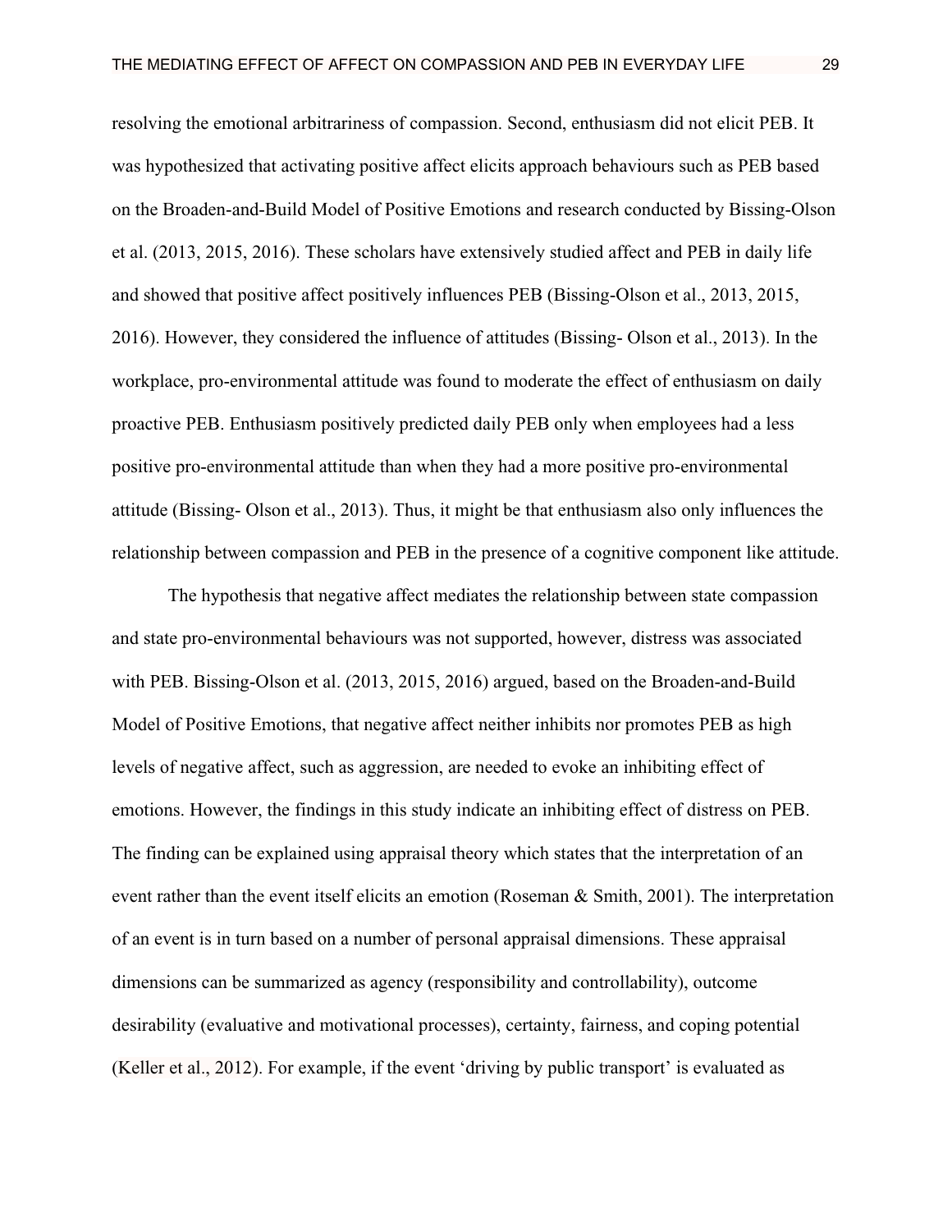resolving the emotional arbitrariness of compassion. Second, enthusiasm did not elicit PEB. It was hypothesized that activating positive affect elicits approach behaviours such as PEB based on the Broaden-and-Build Model of Positive Emotions and research conducted by Bissing-Olson et al. (2013, 2015, 2016). These scholars have extensively studied affect and PEB in daily life and showed that positive affect positively influences PEB (Bissing-Olson et al., 2013, 2015, 2016). However, they considered the influence of attitudes (Bissing- Olson et al., 2013). In the workplace, pro-environmental attitude was found to moderate the effect of enthusiasm on daily proactive PEB. Enthusiasm positively predicted daily PEB only when employees had a less positive pro-environmental attitude than when they had a more positive pro-environmental attitude (Bissing- Olson et al., 2013). Thus, it might be that enthusiasm also only influences the relationship between compassion and PEB in the presence of a cognitive component like attitude.

The hypothesis that negative affect mediates the relationship between state compassion and state pro-environmental behaviours was not supported, however, distress was associated with PEB. Bissing-Olson et al. (2013, 2015, 2016) argued, based on the Broaden-and-Build Model of Positive Emotions, that negative affect neither inhibits nor promotes PEB as high levels of negative affect, such as aggression, are needed to evoke an inhibiting effect of emotions. However, the findings in this study indicate an inhibiting effect of distress on PEB. The finding can be explained using appraisal theory which states that the interpretation of an event rather than the event itself elicits an emotion (Roseman & Smith, 2001). The interpretation of an event is in turn based on a number of personal appraisal dimensions. These appraisal dimensions can be summarized as agency (responsibility and controllability), outcome desirability (evaluative and motivational processes), certainty, fairness, and coping potential (Keller et al., 2012). For example, if the event 'driving by public transport' is evaluated as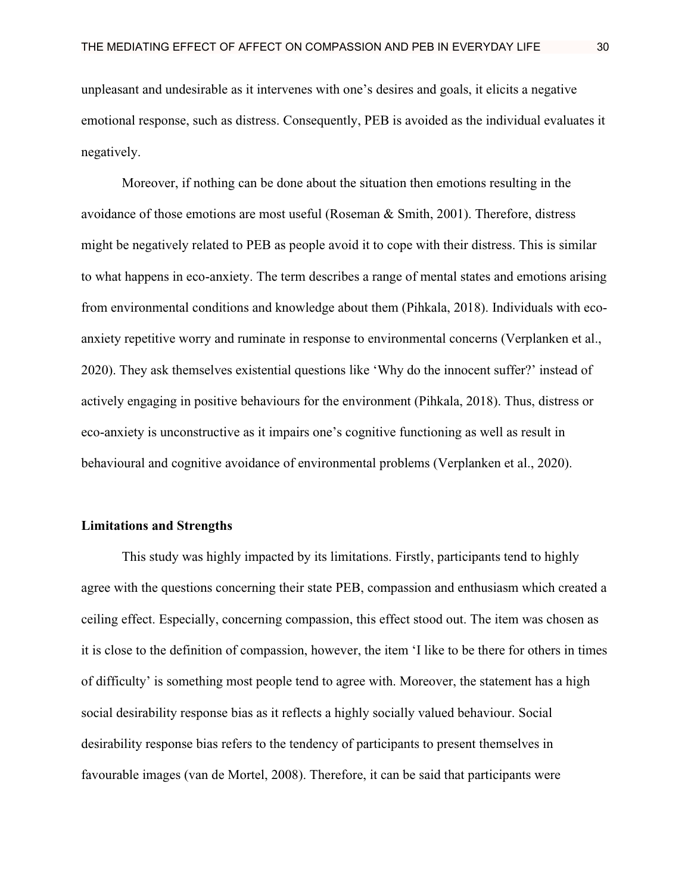unpleasant and undesirable as it intervenes with one's desires and goals, it elicits a negative emotional response, such as distress. Consequently, PEB is avoided as the individual evaluates it negatively.

Moreover, if nothing can be done about the situation then emotions resulting in the avoidance of those emotions are most useful (Roseman & Smith, 2001). Therefore, distress might be negatively related to PEB as people avoid it to cope with their distress. This is similar to what happens in eco-anxiety. The term describes a range of mental states and emotions arising from environmental conditions and knowledge about them (Pihkala, 2018). Individuals with eco-anxiety repetitive worry and ruminate in response to environmental concerns (Verplanken et al., 2020). They ask themselves existential questions like 'Why do the innocent suffer?' instead of actively engaging in positive behaviours for the environment (Pihkala, 2018). Thus, distress or eco-anxiety is unconstructive as it impairs one's cognitive functioning as well as result in behavioural and cognitive avoidance of environmental problems (Verplanken et al., 2020).

**Limitations and Strengths**

This study was highly impacted by its limitations. Firstly, participants tend to highly agree with the questions concerning their state PEB, compassion and enthusiasm which created a ceiling effect. Especially, concerning compassion, this effect stood out. The item was chosen as it is close to the definition of compassion, however, the item 'I like to be there for others in times of difficulty' is something most people tend to agree with. Moreover, the statement has a high social desirability response bias as it reflects a highly socially valued behaviour. Social desirability response bias refers to the tendency of participants to present themselves in favourable images (van de Mortel, 2008). Therefore, it can be said that participants were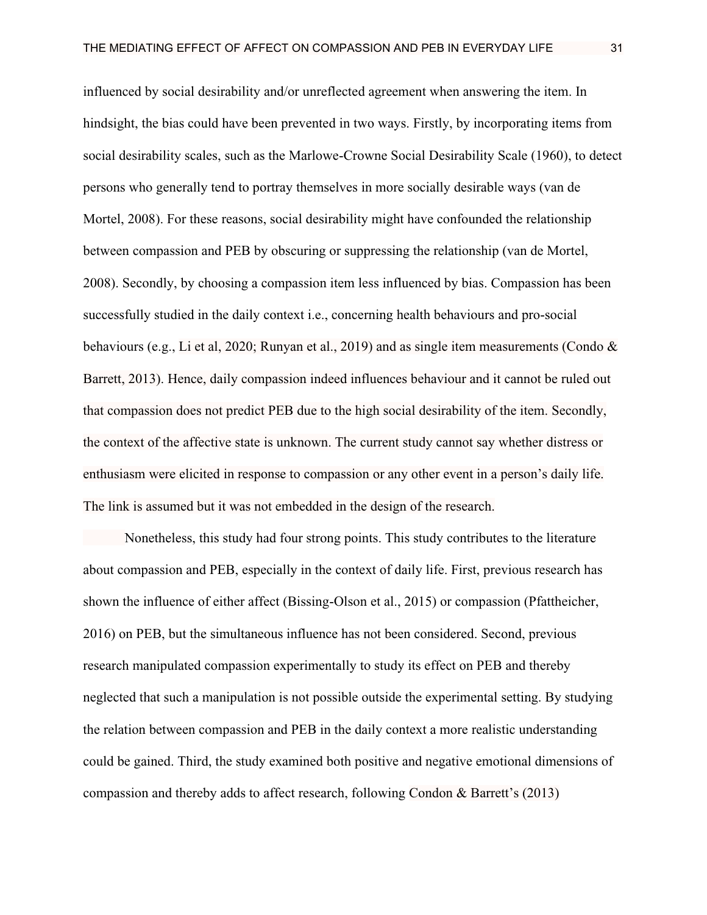influenced by social desirability and/or unreflected agreement when answering the item. In hindsight, the bias could have been prevented in two ways. Firstly, by incorporating items from social desirability scales, such as the Marlowe-Crowne Social Desirability Scale (1960), to detect persons who generally tend to portray themselves in more socially desirable ways (van de Mortel, 2008). For these reasons, social desirability might have confounded the relationship between compassion and PEB by obscuring or suppressing the relationship (van de Mortel, 2008). Secondly, by choosing a compassion item less influenced by bias. Compassion has been successfully studied in the daily context i.e., concerning health behaviours and pro-social behaviours (e.g., Li et al, 2020; Runyan et al., 2019) and as single item measurements (Condo & Barrett, 2013). Hence, daily compassion indeed influences behaviour and it cannot be ruled out that compassion does not predict PEB due to the high social desirability of the item. Secondly, the context of the affective state is unknown. The current study cannot say whether distress or enthusiasm were elicited in response to compassion or any other event in a person's daily life. The link is assumed but it was not embedded in the design of the research.

Nonetheless, this study had four strong points. This study contributes to the literature about compassion and PEB, especially in the context of daily life. First, previous research has shown the influence of either affect (Bissing-Olson et al., 2015) or compassion (Pfattheicher, 2016) on PEB, but the simultaneous influence has not been considered. Second, previous research manipulated compassion experimentally to study its effect on PEB and thereby neglected that such a manipulation is not possible outside the experimental setting. By studying the relation between compassion and PEB in the daily context a more realistic understanding could be gained. Third, the study examined both positive and negative emotional dimensions of compassion and thereby adds to affect research, following Condon & Barrett's (2013)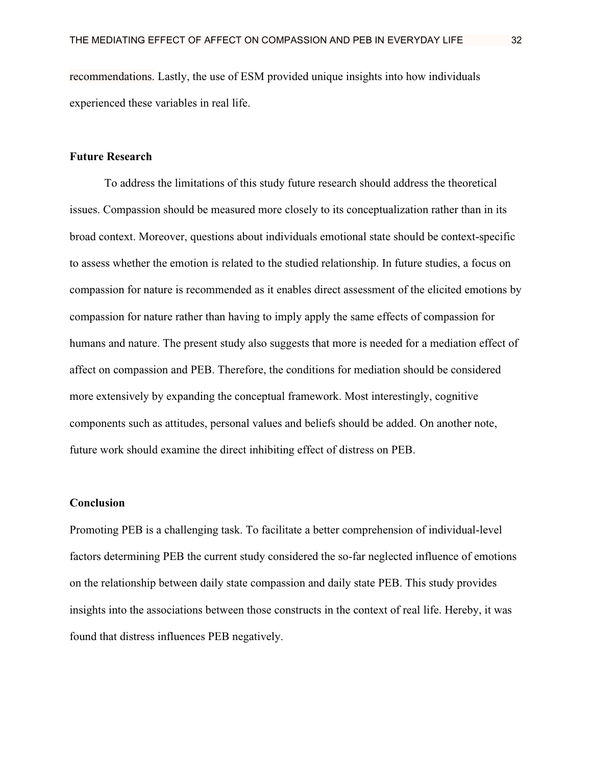recommendations. Lastly, the use of ESM provided unique insights into how individuals experienced these variables in real life.

## Future Research

To address the limitations of this study future research should address the theoretical issues. Compassion should be measured more closely to its conceptualization rather than in its broad context. Moreover, questions about individuals emotional state should be context-specific to assess whether the emotion is related to the studied relationship. In future studies, a focus on compassion for nature is recommended as it enables direct assessment of the elicited emotions by compassion for nature rather than having to imply apply the same effects of compassion for humans and nature. The present study also suggests that more is needed for a mediation effect of affect on compassion and PEB. Therefore, the conditions for mediation should be considered more extensively by expanding the conceptual framework. Most interestingly, cognitive components such as attitudes, personal values and beliefs should be added. On another note, future work should examine the direct inhibiting effect of distress on PEB.

## Conclusion

Promoting PEB is a challenging task. To facilitate a better comprehension of individual-level factors determining PEB the current study considered the so-far neglected influence of emotions on the relationship between daily state compassion and daily state PEB. This study provides insights into the associations between those constructs in the context of real life. Hereby, it was found that distress influences PEB negatively.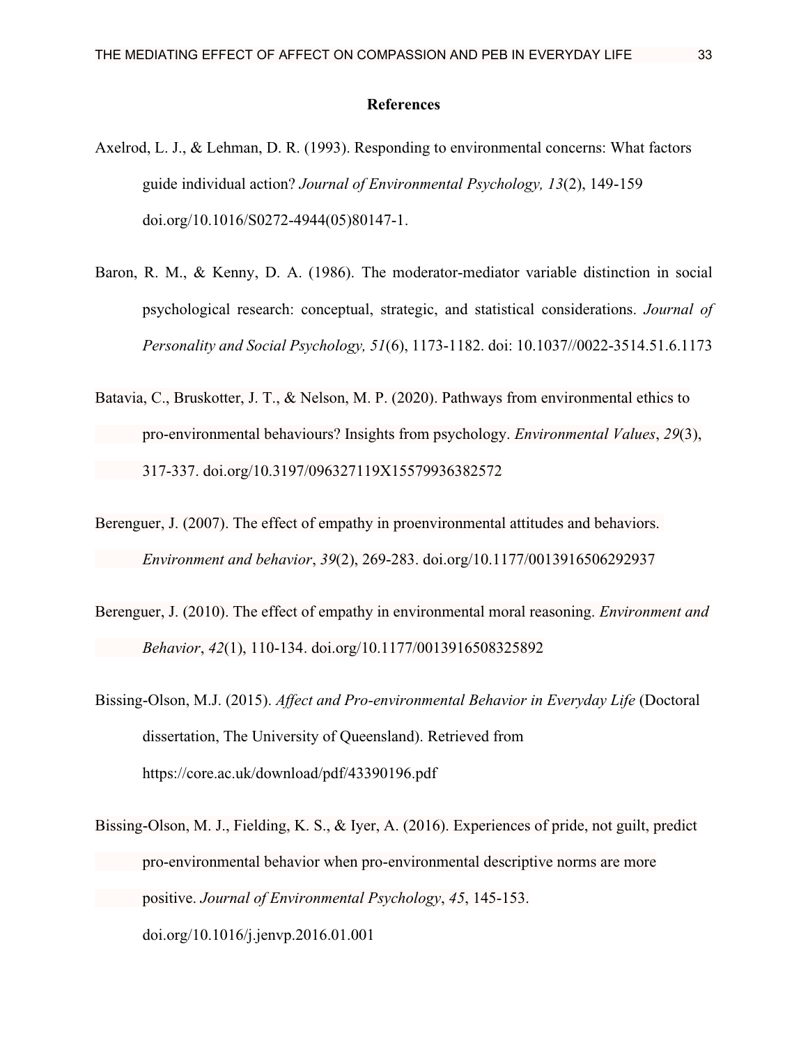# References

Axelrod, L. J., & Lehman, D. R. (1993). Responding to environmental concerns: What factors guide individual action? *Journal of Environmental Psychology, 13*(2), 149-159 doi.org/10.1016/S0272-4944(05)80147-1.

Baron, R. M., & Kenny, D. A. (1986). The moderator-mediator variable distinction in social psychological research: conceptual, strategic, and statistical considerations. *Journal of Personality and Social Psychology, 51*(6), 1173-1182. doi: 10.1037//0022-3514.51.6.1173

Batavia, C., Bruskotter, J. T., & Nelson, M. P. (2020). Pathways from environmental ethics to pro-environmental behaviours? Insights from psychology. *Environmental Values*, *29*(3), 317-337. doi.org/10.3197/096327119X15579936382572

Berenguer, J. (2007). The effect of empathy in proenvironmental attitudes and behaviors. *Environment and behavior*, *39*(2), 269-283. doi.org/10.1177/0013916506292937

Berenguer, J. (2010). The effect of empathy in environmental moral reasoning. *Environment and Behavior*, *42*(1), 110-134. doi.org/10.1177/0013916508325892

Bissing-Olson, M.J. (2015). *Affect and Pro-environmental Behavior in Everyday Life* (Doctoral dissertation, The University of Queensland). Retrieved from https://core.ac.uk/download/pdf/43390196.pdf

Bissing-Olson, M. J., Fielding, K. S., & Iyer, A. (2016). Experiences of pride, not guilt, predict pro-environmental behavior when pro-environmental descriptive norms are more positive. *Journal of Environmental Psychology*, *45*, 145-153. doi.org/10.1016/j.jenvp.2016.01.001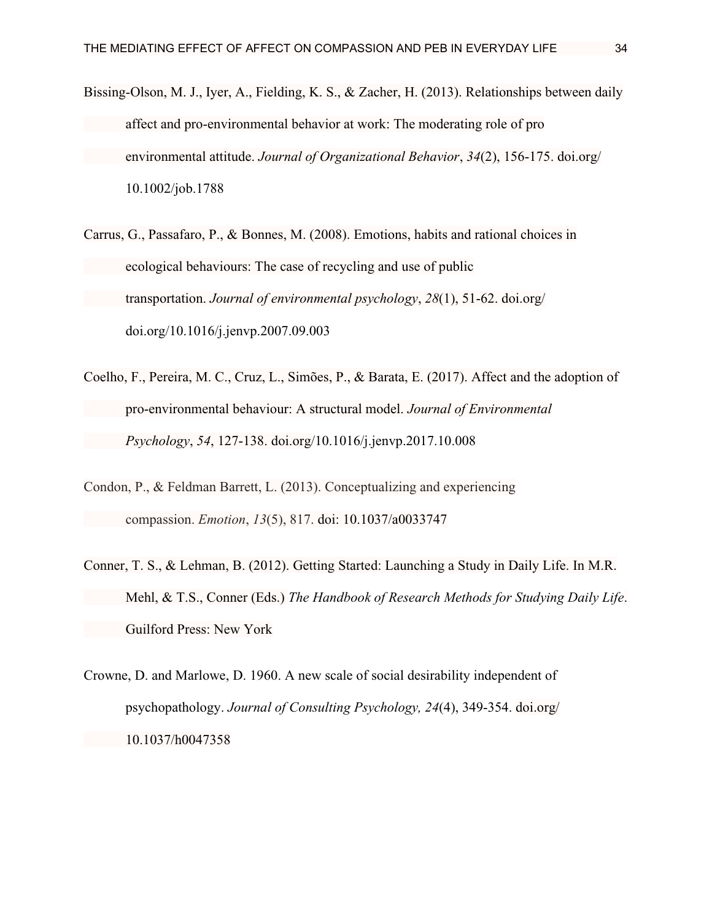Bissing-Olson, M. J., Iyer, A., Fielding, K. S., & Zacher, H. (2013). Relationships between daily affect and pro-environmental behavior at work: The moderating role of pro environmental attitude. *Journal of Organizational Behavior*, *34*(2), 156-175. doi.org/10.1002/job.1788

Carrus, G., Passafaro, P., & Bonnes, M. (2008). Emotions, habits and rational choices in ecological behaviours: The case of recycling and use of public transportation. *Journal of environmental psychology*, *28*(1), 51-62. doi.org/doi.org/10.1016/j.jenvp.2007.09.003

Coelho, F., Pereira, M. C., Cruz, L., Simões, P., & Barata, E. (2017). Affect and the adoption of pro-environmental behaviour: A structural model. *Journal of Environmental Psychology*, *54*, 127-138. doi.org/10.1016/j.jenvp.2017.10.008

Condon, P., & Feldman Barrett, L. (2013). Conceptualizing and experiencing compassion. *Emotion*, *13*(5), 817. doi: 10.1037/a0033747

Conner, T. S., & Lehman, B. (2012). Getting Started: Launching a Study in Daily Life. In M.R. Mehl, & T.S., Conner (Eds.) *The Handbook of Research Methods for Studying Daily Life*. Guilford Press: New York

Crowne, D. and Marlowe, D. 1960. A new scale of social desirability independent of psychopathology. *Journal of Consulting Psychology, 24*(4), 349-354. doi.org/10.1037/h0047358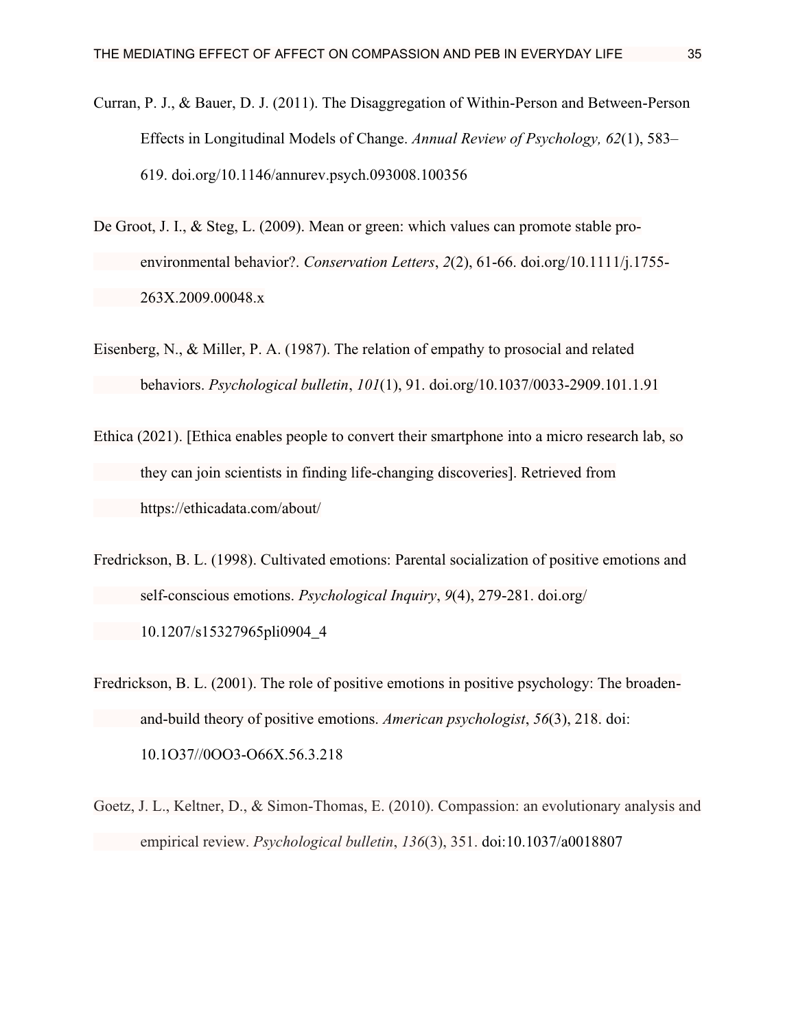Curran, P. J., & Bauer, D. J. (2011). The Disaggregation of Within-Person and Between-Person Effects in Longitudinal Models of Change. *Annual Review of Psychology, 62*(1), 583–619. doi.org/10.1146/annurev.psych.093008.100356

De Groot, J. I., & Steg, L. (2009). Mean or green: which values can promote stable pro-environmental behavior?. *Conservation Letters*, *2*(2), 61-66. doi.org/10.1111/j.1755-263X.2009.00048.x

Eisenberg, N., & Miller, P. A. (1987). The relation of empathy to prosocial and related behaviors. *Psychological bulletin*, *101*(1), 91. doi.org/10.1037/0033-2909.101.1.91

Ethica (2021). [Ethica enables people to convert their smartphone into a micro research lab, so they can join scientists in finding life-changing discoveries]. Retrieved from https://ethicadata.com/about/

Fredrickson, B. L. (1998). Cultivated emotions: Parental socialization of positive emotions and self-conscious emotions. *Psychological Inquiry*, *9*(4), 279-281. doi.org/10.1207/s15327965pli0904_4

Fredrickson, B. L. (2001). The role of positive emotions in positive psychology: The broaden-and-build theory of positive emotions. *American psychologist*, *56*(3), 218. doi: 10.1O37//0OO3-O66X.56.3.218

Goetz, J. L., Keltner, D., & Simon-Thomas, E. (2010). Compassion: an evolutionary analysis and empirical review. *Psychological bulletin*, *136*(3), 351. doi:10.1037/a0018807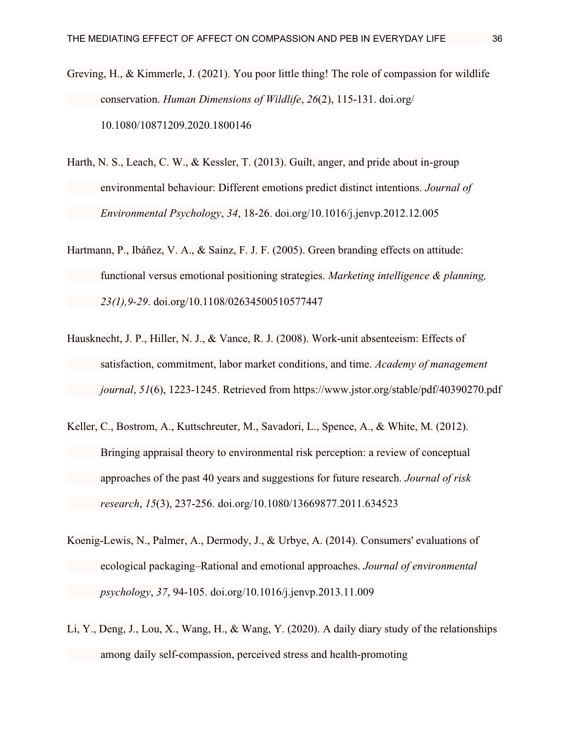Greving, H., & Kimmerle, J. (2021). You poor little thing! The role of compassion for wildlife conservation. *Human Dimensions of Wildlife*, *26*(2), 115-131. doi.org/10.1080/10871209.2020.1800146

Harth, N. S., Leach, C. W., & Kessler, T. (2013). Guilt, anger, and pride about in-group environmental behaviour: Different emotions predict distinct intentions. *Journal of Environmental Psychology*, *34*, 18-26. doi.org/10.1016/j.jenvp.2012.12.005

Hartmann, P., Ibáñez, V. A., & Sainz, F. J. F. (2005). Green branding effects on attitude: functional versus emotional positioning strategies. *Marketing intelligence & planning, 23(1),9-29*. doi.org/10.1108/02634500510577447

Hausknecht, J. P., Hiller, N. J., & Vance, R. J. (2008). Work-unit absenteeism: Effects of satisfaction, commitment, labor market conditions, and time. *Academy of management journal*, *51*(6), 1223-1245. Retrieved from https://www.jstor.org/stable/pdf/40390270.pdf

Keller, C., Bostrom, A., Kuttschreuter, M., Savadori, L., Spence, A., & White, M. (2012). Bringing appraisal theory to environmental risk perception: a review of conceptual approaches of the past 40 years and suggestions for future research. *Journal of risk research*, *15*(3), 237-256. doi.org/10.1080/13669877.2011.634523

Koenig-Lewis, N., Palmer, A., Dermody, J., & Urbye, A. (2014). Consumers' evaluations of ecological packaging–Rational and emotional approaches. *Journal of environmental psychology*, *37*, 94-105. doi.org/10.1016/j.jenvp.2013.11.009

Li, Y., Deng, J., Lou, X., Wang, H., & Wang, Y. (2020). A daily diary study of the relationships among daily self-compassion, perceived stress and health-promoting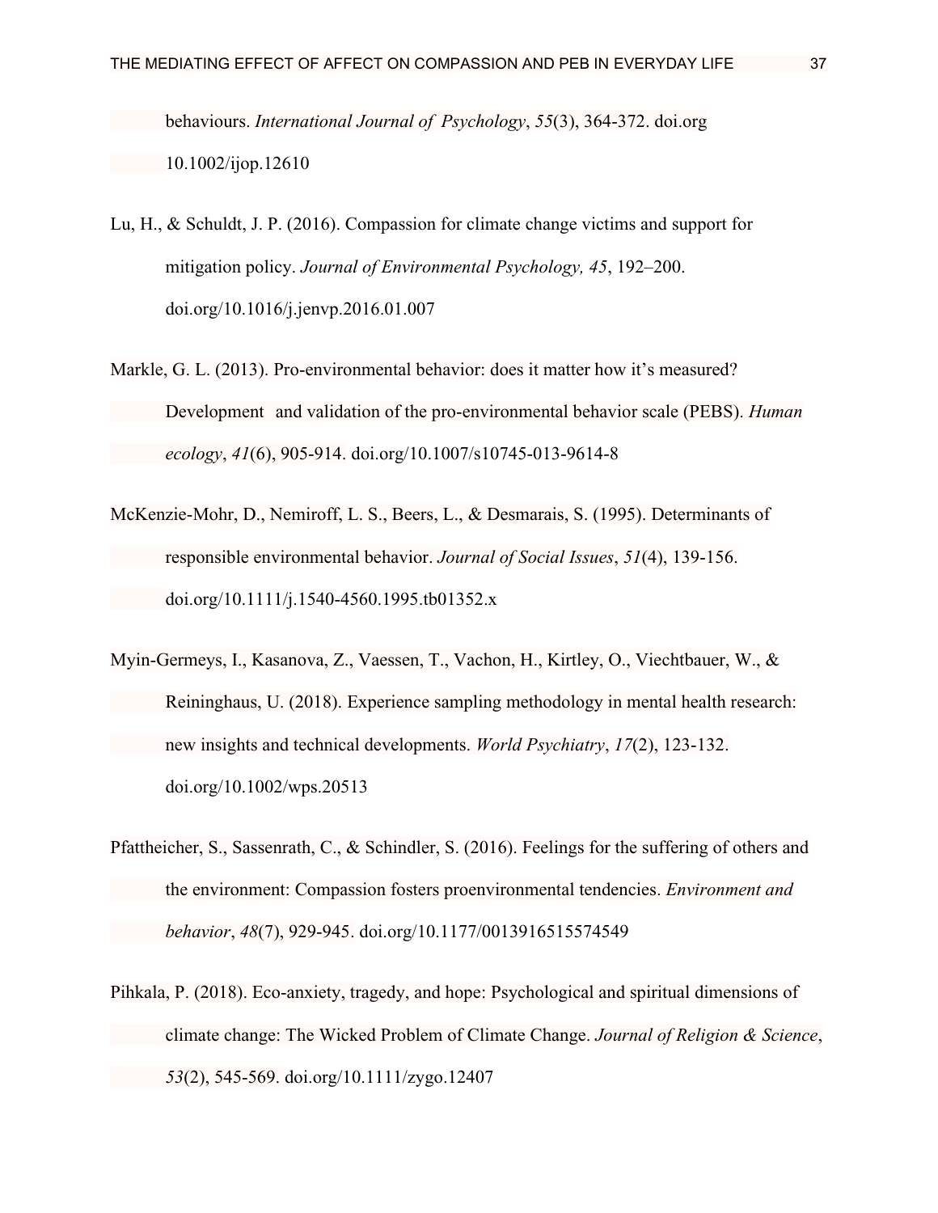behaviours. *International Journal of Psychology*, *55*(3), 364-372. doi.org 10.1002/ijop.12610

Lu, H., & Schuldt, J. P. (2016). Compassion for climate change victims and support for mitigation policy. *Journal of Environmental Psychology, 45*, 192–200. doi.org/10.1016/j.jenvp.2016.01.007

Markle, G. L. (2013). Pro-environmental behavior: does it matter how it's measured? Development and validation of the pro-environmental behavior scale (PEBS). *Human ecology*, *41*(6), 905-914. doi.org/10.1007/s10745-013-9614-8

McKenzie-Mohr, D., Nemiroff, L. S., Beers, L., & Desmarais, S. (1995). Determinants of responsible environmental behavior. *Journal of Social Issues*, *51*(4), 139-156. doi.org/10.1111/j.1540-4560.1995.tb01352.x

Myin-Germeys, I., Kasanova, Z., Vaessen, T., Vachon, H., Kirtley, O., Viechtbauer, W., & Reininghaus, U. (2018). Experience sampling methodology in mental health research: new insights and technical developments. *World Psychiatry*, *17*(2), 123-132. doi.org/10.1002/wps.20513

Pfattheicher, S., Sassenrath, C., & Schindler, S. (2016). Feelings for the suffering of others and the environment: Compassion fosters proenvironmental tendencies. *Environment and behavior*, *48*(7), 929-945. doi.org/10.1177/0013916515574549

Pihkala, P. (2018). Eco-anxiety, tragedy, and hope: Psychological and spiritual dimensions of climate change: The Wicked Problem of Climate Change. *Journal of Religion & Science*, *53*(2), 545-569. doi.org/10.1111/zygo.12407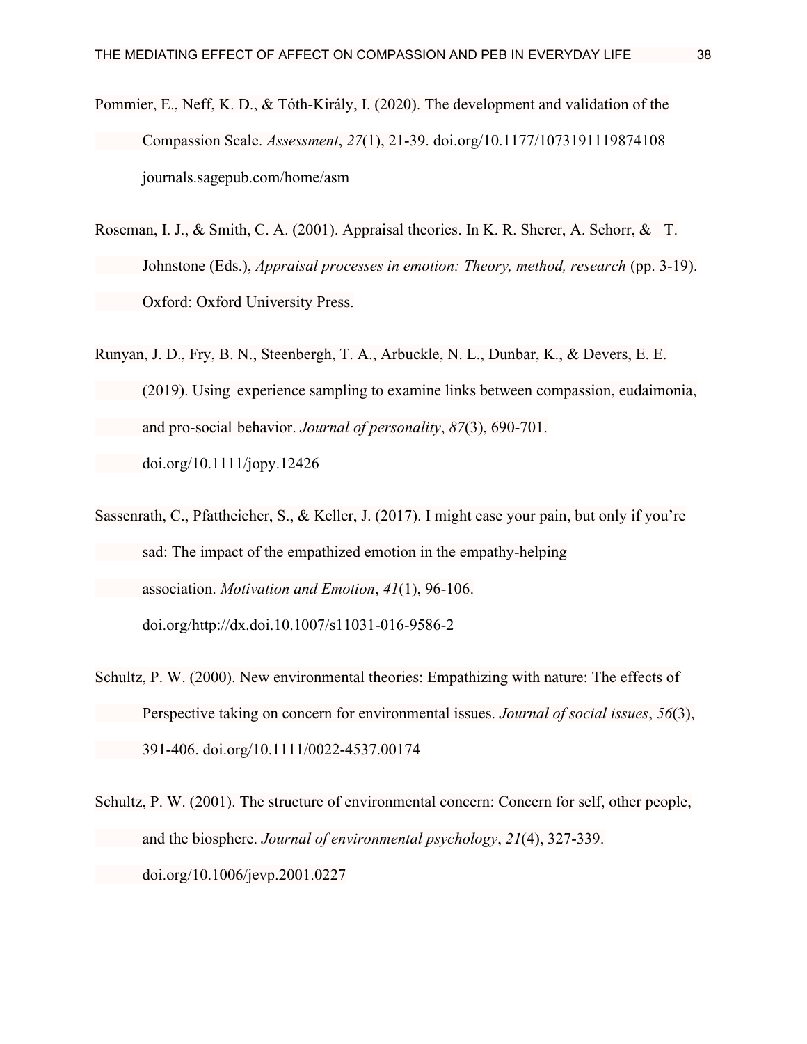Pommier, E., Neff, K. D., & Tóth-Király, I. (2020). The development and validation of the Compassion Scale. *Assessment*, *27*(1), 21-39. doi.org/10.1177/1073191119874108 journals.sagepub.com/home/asm

Roseman, I. J., & Smith, C. A. (2001). Appraisal theories. In K. R. Sherer, A. Schorr, & T. Johnstone (Eds.), *Appraisal processes in emotion: Theory, method, research* (pp. 3-19). Oxford: Oxford University Press.

Runyan, J. D., Fry, B. N., Steenbergh, T. A., Arbuckle, N. L., Dunbar, K., & Devers, E. E. (2019). Using experience sampling to examine links between compassion, eudaimonia, and pro-social behavior. *Journal of personality*, *87*(3), 690-701. doi.org/10.1111/jopy.12426

Sassenrath, C., Pfattheicher, S., & Keller, J. (2017). I might ease your pain, but only if you're sad: The impact of the empathized emotion in the empathy-helping association. *Motivation and Emotion*, *41*(1), 96-106. doi.org/http://dx.doi.10.1007/s11031-016-9586-2

Schultz, P. W. (2000). New environmental theories: Empathizing with nature: The effects of Perspective taking on concern for environmental issues. *Journal of social issues*, *56*(3), 391-406. doi.org/10.1111/0022-4537.00174

Schultz, P. W. (2001). The structure of environmental concern: Concern for self, other people, and the biosphere. *Journal of environmental psychology*, *21*(4), 327-339. doi.org/10.1006/jevp.2001.0227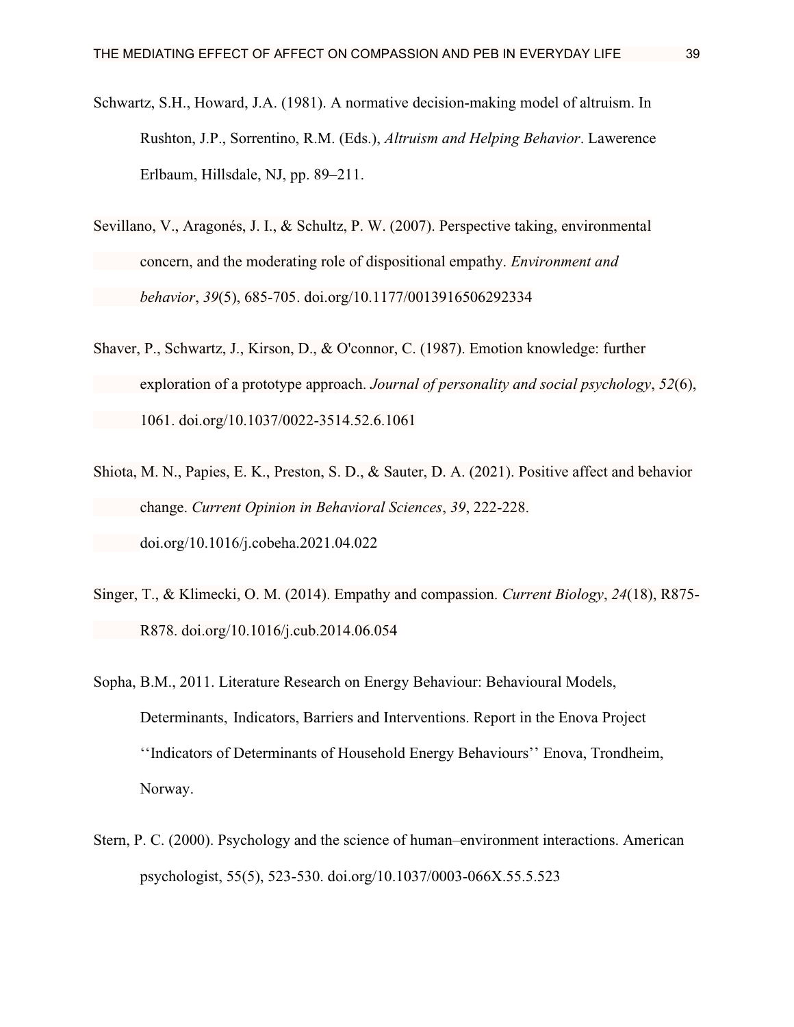Schwartz, S.H., Howard, J.A. (1981). A normative decision-making model of altruism. In Rushton, J.P., Sorrentino, R.M. (Eds.), *Altruism and Helping Behavior*. Lawerence Erlbaum, Hillsdale, NJ, pp. 89–211.

Sevillano, V., Aragonés, J. I., & Schultz, P. W. (2007). Perspective taking, environmental concern, and the moderating role of dispositional empathy. *Environment and behavior*, *39*(5), 685-705. doi.org/10.1177/0013916506292334

Shaver, P., Schwartz, J., Kirson, D., & O'connor, C. (1987). Emotion knowledge: further exploration of a prototype approach. *Journal of personality and social psychology*, *52*(6), 1061. doi.org/10.1037/0022-3514.52.6.1061

Shiota, M. N., Papies, E. K., Preston, S. D., & Sauter, D. A. (2021). Positive affect and behavior change. *Current Opinion in Behavioral Sciences*, *39*, 222-228. doi.org/10.1016/j.cobeha.2021.04.022

Singer, T., & Klimecki, O. M. (2014). Empathy and compassion. *Current Biology*, *24*(18), R875-R878. doi.org/10.1016/j.cub.2014.06.054

Sopha, B.M., 2011. Literature Research on Energy Behaviour: Behavioural Models, Determinants, Indicators, Barriers and Interventions. Report in the Enova Project ''Indicators of Determinants of Household Energy Behaviours'' Enova, Trondheim, Norway.

Stern, P. C. (2000). Psychology and the science of human–environment interactions. American psychologist, 55(5), 523-530. doi.org/10.1037/0003-066X.55.5.523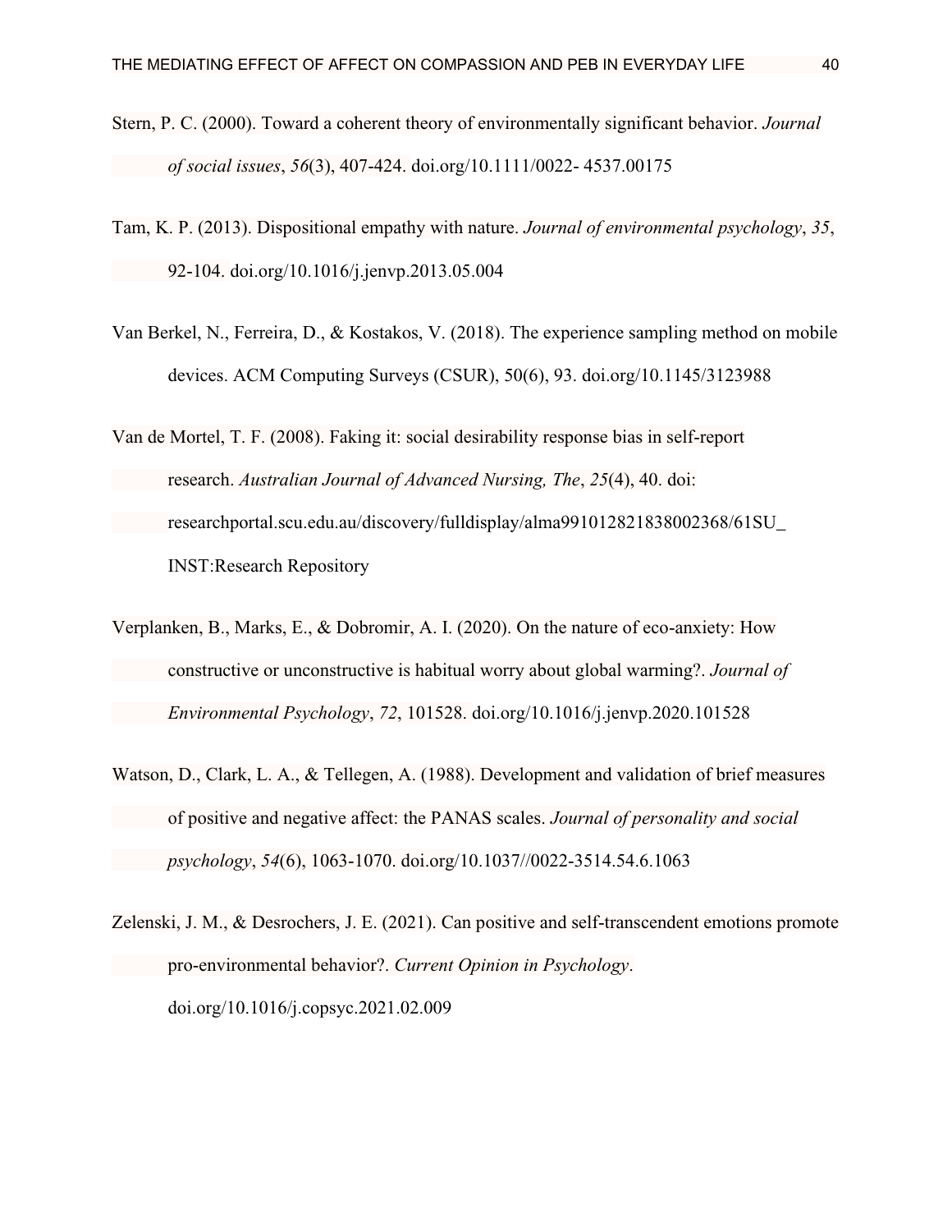Stern, P. C. (2000). Toward a coherent theory of environmentally significant behavior. *Journal of social issues*, *56*(3), 407-424. doi.org/10.1111/0022- 4537.00175

Tam, K. P. (2013). Dispositional empathy with nature. *Journal of environmental psychology*, *35*, 92-104. doi.org/10.1016/j.jenvp.2013.05.004

Van Berkel, N., Ferreira, D., & Kostakos, V. (2018). The experience sampling method on mobile devices. ACM Computing Surveys (CSUR), 50(6), 93. doi.org/10.1145/3123988

Van de Mortel, T. F. (2008). Faking it: social desirability response bias in self-report research. *Australian Journal of Advanced Nursing, The*, *25*(4), 40. doi: researchportal.scu.edu.au/discovery/fulldisplay/alma991012821838002368/61SU_INST:Research Repository

Verplanken, B., Marks, E., & Dobromir, A. I. (2020). On the nature of eco-anxiety: How constructive or unconstructive is habitual worry about global warming?. *Journal of Environmental Psychology*, *72*, 101528. doi.org/10.1016/j.jenvp.2020.101528

Watson, D., Clark, L. A., & Tellegen, A. (1988). Development and validation of brief measures of positive and negative affect: the PANAS scales. *Journal of personality and social psychology*, *54*(6), 1063-1070. doi.org/10.1037//0022-3514.54.6.1063

Zelenski, J. M., & Desrochers, J. E. (2021). Can positive and self-transcendent emotions promote pro-environmental behavior?. *Current Opinion in Psychology*. doi.org/10.1016/j.copsyc.2021.02.009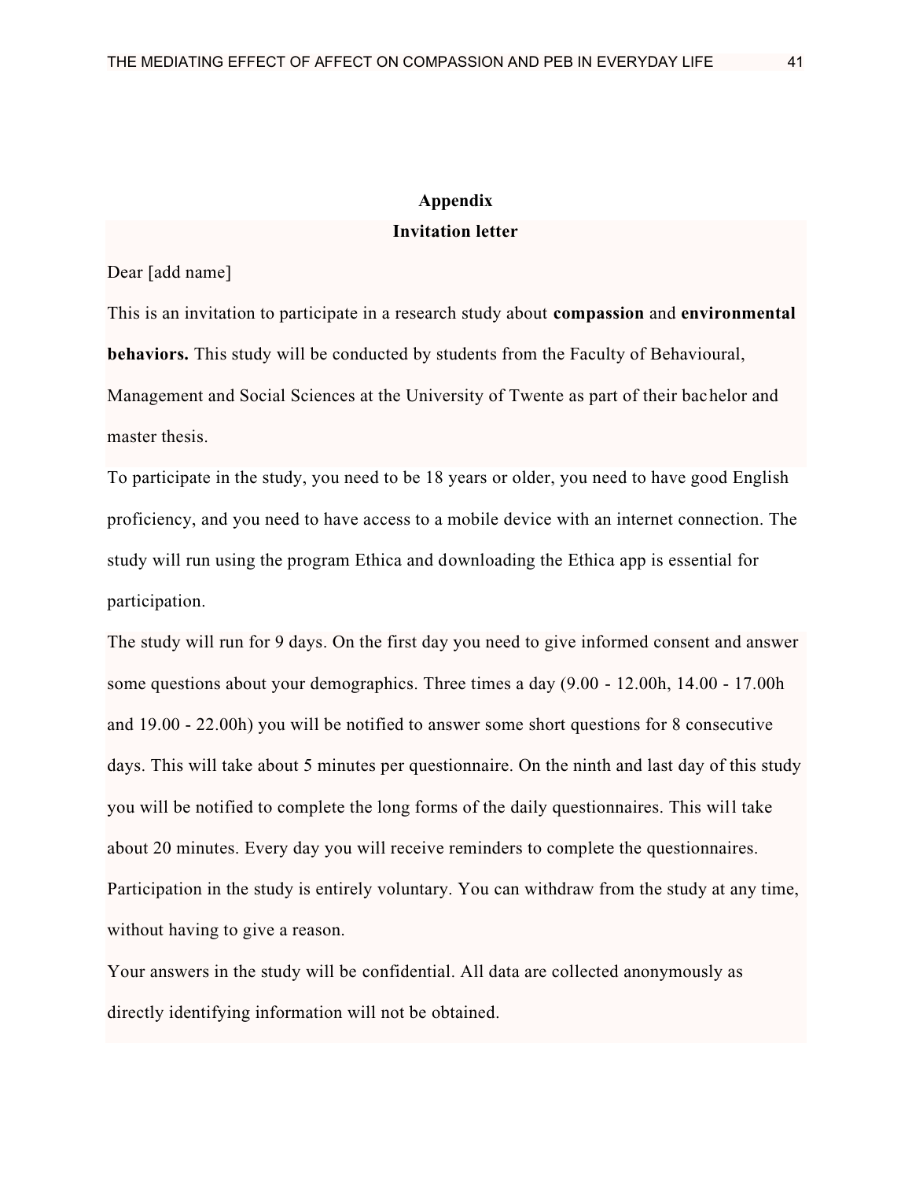# Appendix

## Invitation letter

Dear [add name]

This is an invitation to participate in a research study about **compassion** and **environmental behaviors.** This study will be conducted by students from the Faculty of Behavioural, Management and Social Sciences at the University of Twente as part of their bachelor and master thesis.

To participate in the study, you need to be 18 years or older, you need to have good English proficiency, and you need to have access to a mobile device with an internet connection. The study will run using the program Ethica and downloading the Ethica app is essential for participation.

The study will run for 9 days. On the first day you need to give informed consent and answer some questions about your demographics. Three times a day (9.00 - 12.00h, 14.00 - 17.00h and 19.00 - 22.00h) you will be notified to answer some short questions for 8 consecutive days. This will take about 5 minutes per questionnaire. On the ninth and last day of this study you will be notified to complete the long forms of the daily questionnaires. This will take about 20 minutes. Every day you will receive reminders to complete the questionnaires. Participation in the study is entirely voluntary. You can withdraw from the study at any time, without having to give a reason.

Your answers in the study will be confidential. All data are collected anonymously as directly identifying information will not be obtained.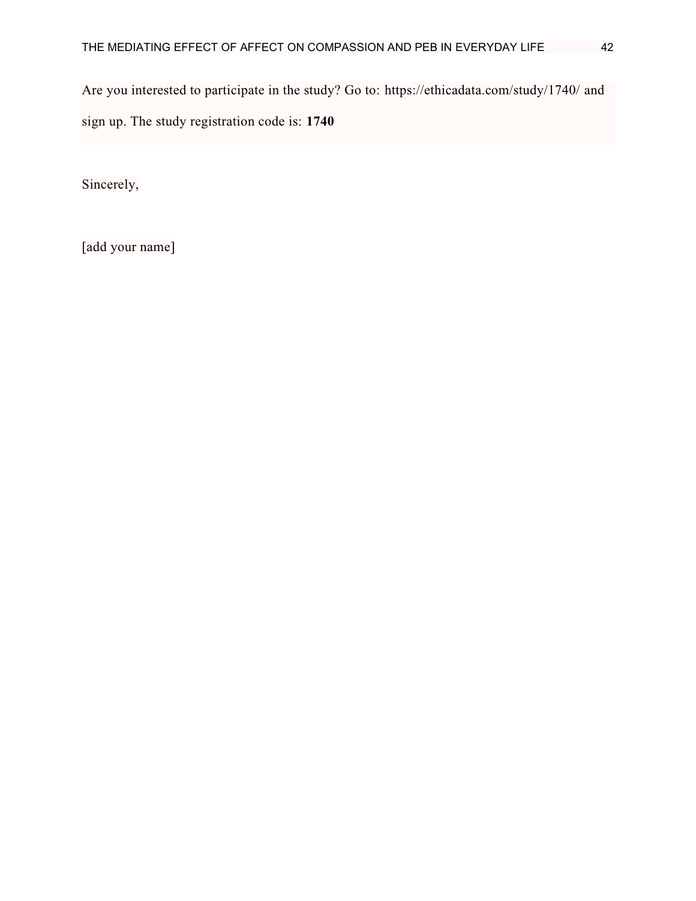Are you interested to participate in the study? Go to: https://ethicadata.com/study/1740/ and sign up. The study registration code is: **1740**

Sincerely,

[add your name]